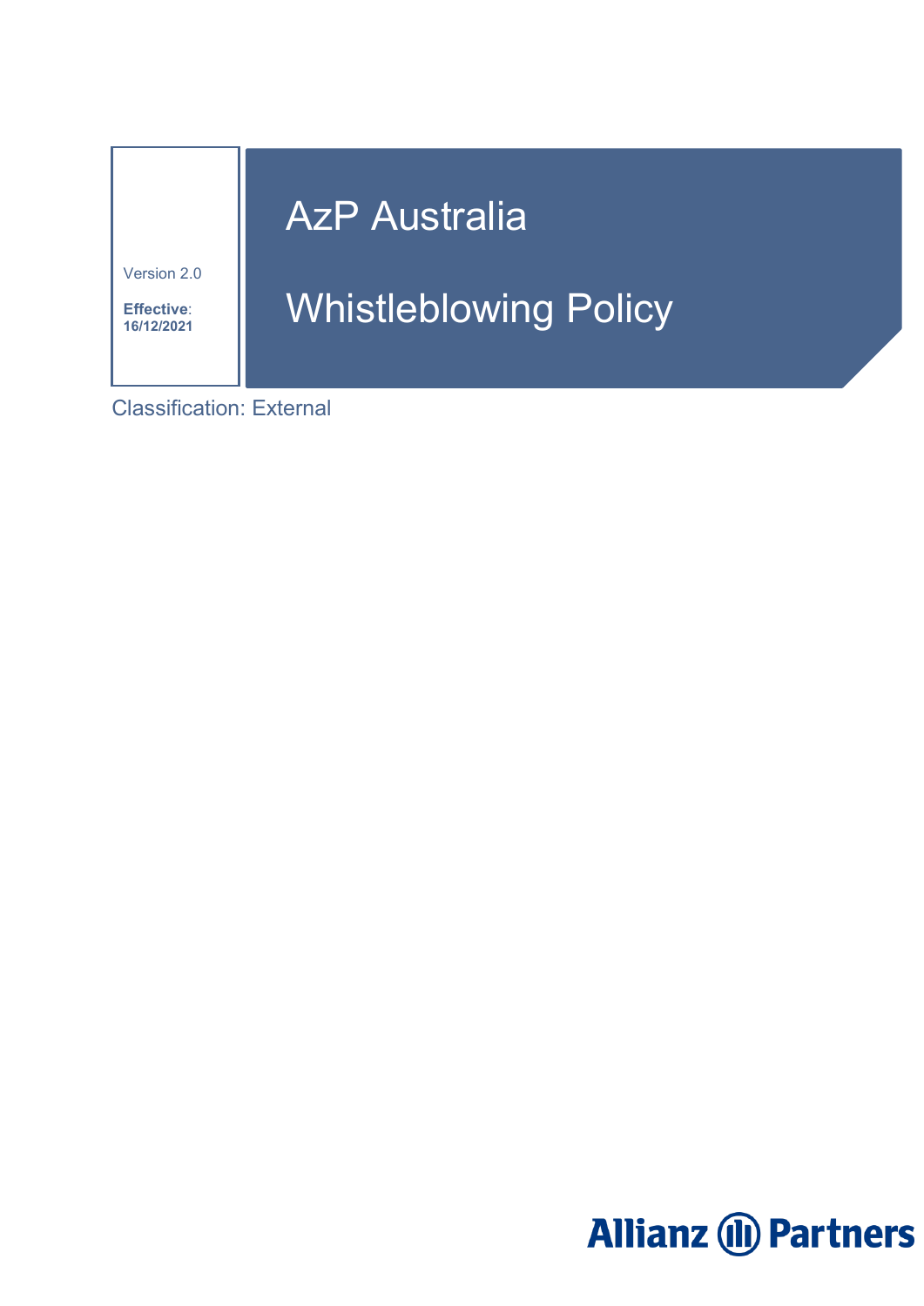Version 2.0

**Effective**: **16/12/2021**

# AzP Australia

# Whistleblowing Policy

Classification: External

Allianz Partners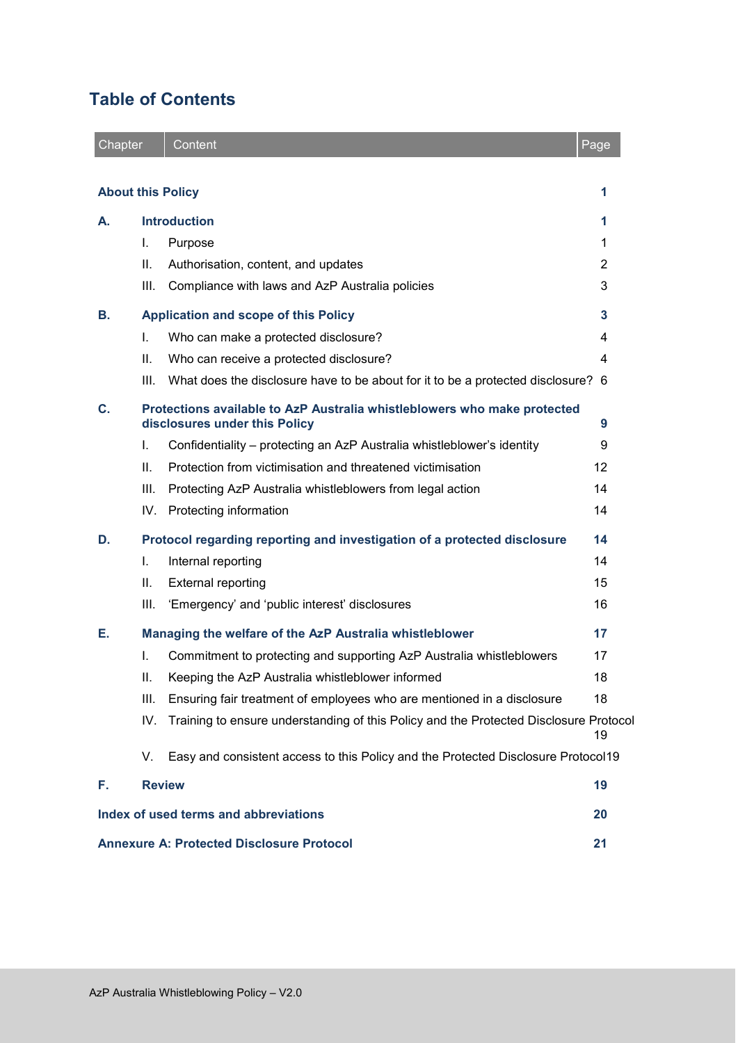# Table of Contents

| Chapter | | Content | Page |
|---|---|---|---|
| **About this Policy** | | | **1** |
| **A.** | **Introduction** | | **1** |
| | I. | Purpose | 1 |
| | II. | Authorisation, content, and updates | 2 |
| | III. | Compliance with laws and AzP Australia policies | 3 |
| **B.** | **Application and scope of this Policy** | | **3** |
| | I. | Who can make a protected disclosure? | 4 |
| | II. | Who can receive a protected disclosure? | 4 |
| | III. | What does the disclosure have to be about for it to be a protected disclosure? | 6 |
| **C.** | **Protections available to AzP Australia whistleblowers who make protected disclosures under this Policy** | | **9** |
| | I. | Confidentiality – protecting an AzP Australia whistleblower's identity | 9 |
| | II. | Protection from victimisation and threatened victimisation | 12 |
| | III. | Protecting AzP Australia whistleblowers from legal action | 14 |
| | IV. | Protecting information | 14 |
| **D.** | **Protocol regarding reporting and investigation of a protected disclosure** | | **14** |
| | I. | Internal reporting | 14 |
| | II. | External reporting | 15 |
| | III. | 'Emergency' and 'public interest' disclosures | 16 |
| **E.** | **Managing the welfare of the AzP Australia whistleblower** | | **17** |
| | I. | Commitment to protecting and supporting AzP Australia whistleblowers | 17 |
| | II. | Keeping the AzP Australia whistleblower informed | 18 |
| | III. | Ensuring fair treatment of employees who are mentioned in a disclosure | 18 |
| | IV. | Training to ensure understanding of this Policy and the Protected Disclosure Protocol | 19 |
| | V. | Easy and consistent access to this Policy and the Protected Disclosure Protocol | 19 |
| **F.** | **Review** | | **19** |
| **Index of used terms and abbreviations** | | | **20** |
| **Annexure A: Protected Disclosure Protocol** | | | **21** |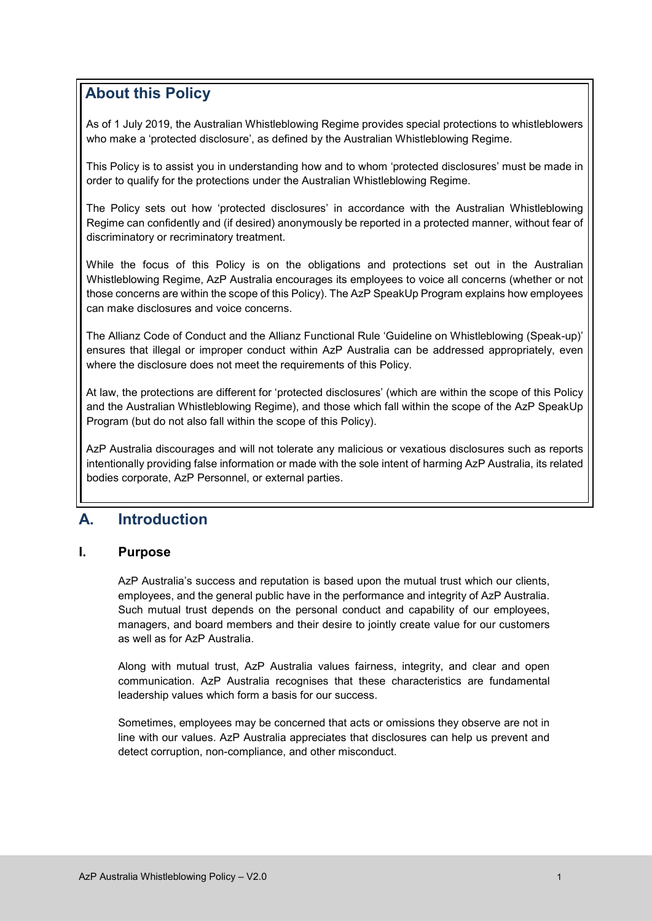## About this Policy

As of 1 July 2019, the Australian Whistleblowing Regime provides special protections to whistleblowers who make a 'protected disclosure', as defined by the Australian Whistleblowing Regime.

This Policy is to assist you in understanding how and to whom 'protected disclosures' must be made in order to qualify for the protections under the Australian Whistleblowing Regime.

The Policy sets out how 'protected disclosures' in accordance with the Australian Whistleblowing Regime can confidently and (if desired) anonymously be reported in a protected manner, without fear of discriminatory or recriminatory treatment.

While the focus of this Policy is on the obligations and protections set out in the Australian Whistleblowing Regime, AzP Australia encourages its employees to voice all concerns (whether or not those concerns are within the scope of this Policy). The AzP SpeakUp Program explains how employees can make disclosures and voice concerns.

The Allianz Code of Conduct and the Allianz Functional Rule 'Guideline on Whistleblowing (Speak-up)' ensures that illegal or improper conduct within AzP Australia can be addressed appropriately, even where the disclosure does not meet the requirements of this Policy.

At law, the protections are different for 'protected disclosures' (which are within the scope of this Policy and the Australian Whistleblowing Regime), and those which fall within the scope of the AzP SpeakUp Program (but do not also fall within the scope of this Policy).

AzP Australia discourages and will not tolerate any malicious or vexatious disclosures such as reports intentionally providing false information or made with the sole intent of harming AzP Australia, its related bodies corporate, AzP Personnel, or external parties.

# A. Introduction

## I. Purpose

AzP Australia's success and reputation is based upon the mutual trust which our clients, employees, and the general public have in the performance and integrity of AzP Australia. Such mutual trust depends on the personal conduct and capability of our employees, managers, and board members and their desire to jointly create value for our customers as well as for AzP Australia.

Along with mutual trust, AzP Australia values fairness, integrity, and clear and open communication. AzP Australia recognises that these characteristics are fundamental leadership values which form a basis for our success.

Sometimes, employees may be concerned that acts or omissions they observe are not in line with our values. AzP Australia appreciates that disclosures can help us prevent and detect corruption, non-compliance, and other misconduct.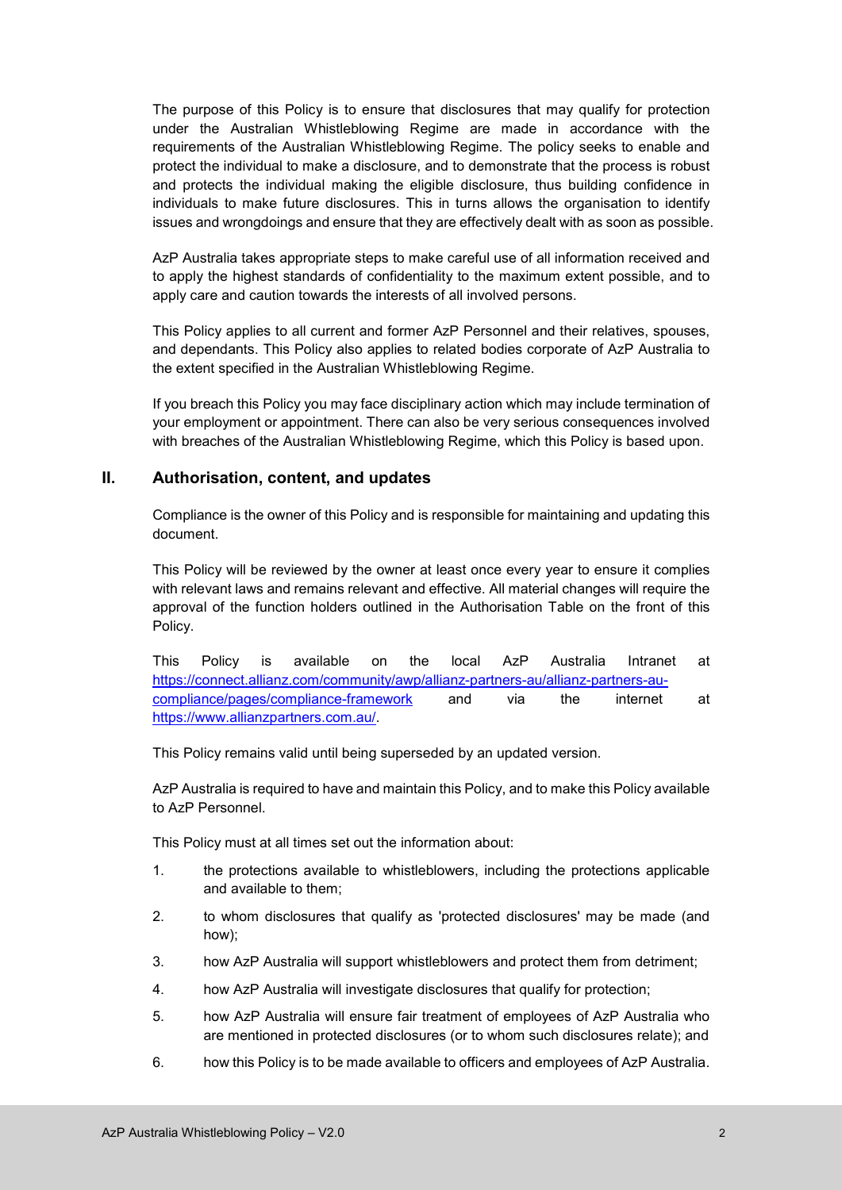The purpose of this Policy is to ensure that disclosures that may qualify for protection under the Australian Whistleblowing Regime are made in accordance with the requirements of the Australian Whistleblowing Regime. The policy seeks to enable and protect the individual to make a disclosure, and to demonstrate that the process is robust and protects the individual making the eligible disclosure, thus building confidence in individuals to make future disclosures. This in turns allows the organisation to identify issues and wrongdoings and ensure that they are effectively dealt with as soon as possible.

AzP Australia takes appropriate steps to make careful use of all information received and to apply the highest standards of confidentiality to the maximum extent possible, and to apply care and caution towards the interests of all involved persons.

This Policy applies to all current and former AzP Personnel and their relatives, spouses, and dependants. This Policy also applies to related bodies corporate of AzP Australia to the extent specified in the Australian Whistleblowing Regime.

If you breach this Policy you may face disciplinary action which may include termination of your employment or appointment. There can also be very serious consequences involved with breaches of the Australian Whistleblowing Regime, which this Policy is based upon.

## II. Authorisation, content, and updates

Compliance is the owner of this Policy and is responsible for maintaining and updating this document.

This Policy will be reviewed by the owner at least once every year to ensure it complies with relevant laws and remains relevant and effective. All material changes will require the approval of the function holders outlined in the Authorisation Table on the front of this Policy.

This Policy is available on the local AzP Australia Intranet at [https://connect.allianz.com/community/awp/allianz-partners-au/allianz-partners-au-compliance/pages/compliance-framework](https://connect.allianz.com/community/awp/allianz-partners-au/allianz-partners-au-compliance/pages/compliance-framework) and via the internet at [https://www.allianzpartners.com.au/](https://www.allianzpartners.com.au/).

This Policy remains valid until being superseded by an updated version.

AzP Australia is required to have and maintain this Policy, and to make this Policy available to AzP Personnel.

This Policy must at all times set out the information about:

1. the protections available to whistleblowers, including the protections applicable and available to them;
2. to whom disclosures that qualify as 'protected disclosures' may be made (and how);
3. how AzP Australia will support whistleblowers and protect them from detriment;
4. how AzP Australia will investigate disclosures that qualify for protection;
5. how AzP Australia will ensure fair treatment of employees of AzP Australia who are mentioned in protected disclosures (or to whom such disclosures relate); and
6. how this Policy is to be made available to officers and employees of AzP Australia.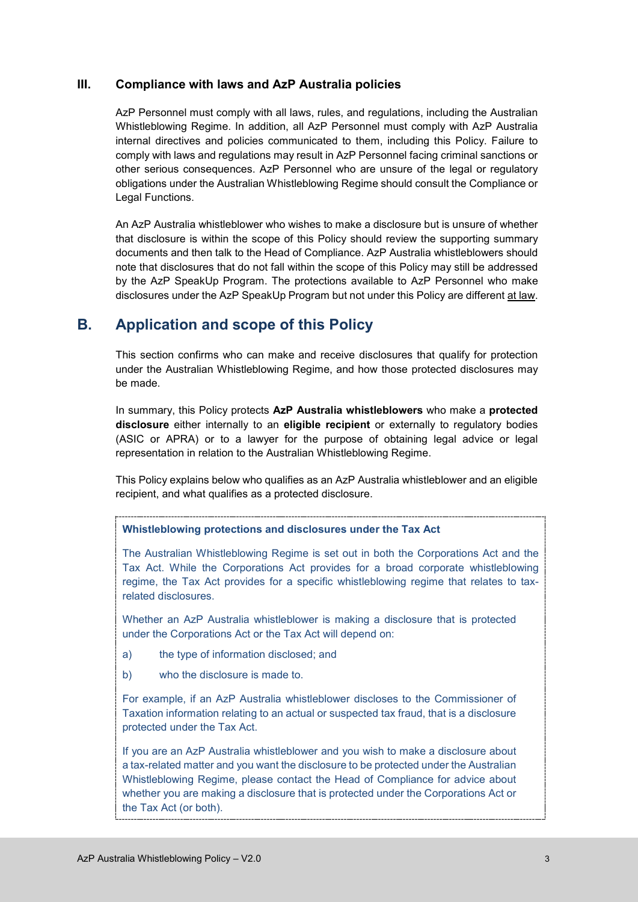### III. Compliance with laws and AzP Australia policies

AzP Personnel must comply with all laws, rules, and regulations, including the Australian Whistleblowing Regime. In addition, all AzP Personnel must comply with AzP Australia internal directives and policies communicated to them, including this Policy. Failure to comply with laws and regulations may result in AzP Personnel facing criminal sanctions or other serious consequences. AzP Personnel who are unsure of the legal or regulatory obligations under the Australian Whistleblowing Regime should consult the Compliance or Legal Functions.

An AzP Australia whistleblower who wishes to make a disclosure but is unsure of whether that disclosure is within the scope of this Policy should review the supporting summary documents and then talk to the Head of Compliance. AzP Australia whistleblowers should note that disclosures that do not fall within the scope of this Policy may still be addressed by the AzP SpeakUp Program. The protections available to AzP Personnel who make disclosures under the AzP SpeakUp Program but not under this Policy are different at law.

## B. Application and scope of this Policy

This section confirms who can make and receive disclosures that qualify for protection under the Australian Whistleblowing Regime, and how those protected disclosures may be made.

In summary, this Policy protects **AzP Australia whistleblowers** who make a **protected disclosure** either internally to an **eligible recipient** or externally to regulatory bodies (ASIC or APRA) or to a lawyer for the purpose of obtaining legal advice or legal representation in relation to the Australian Whistleblowing Regime.

This Policy explains below who qualifies as an AzP Australia whistleblower and an eligible recipient, and what qualifies as a protected disclosure.

**Whistleblowing protections and disclosures under the Tax Act**

The Australian Whistleblowing Regime is set out in both the Corporations Act and the Tax Act. While the Corporations Act provides for a broad corporate whistleblowing regime, the Tax Act provides for a specific whistleblowing regime that relates to tax-related disclosures.

Whether an AzP Australia whistleblower is making a disclosure that is protected under the Corporations Act or the Tax Act will depend on:

a) the type of information disclosed; and

b) who the disclosure is made to.

For example, if an AzP Australia whistleblower discloses to the Commissioner of Taxation information relating to an actual or suspected tax fraud, that is a disclosure protected under the Tax Act.

If you are an AzP Australia whistleblower and you wish to make a disclosure about a tax-related matter and you want the disclosure to be protected under the Australian Whistleblowing Regime, please contact the Head of Compliance for advice about whether you are making a disclosure that is protected under the Corporations Act or the Tax Act (or both).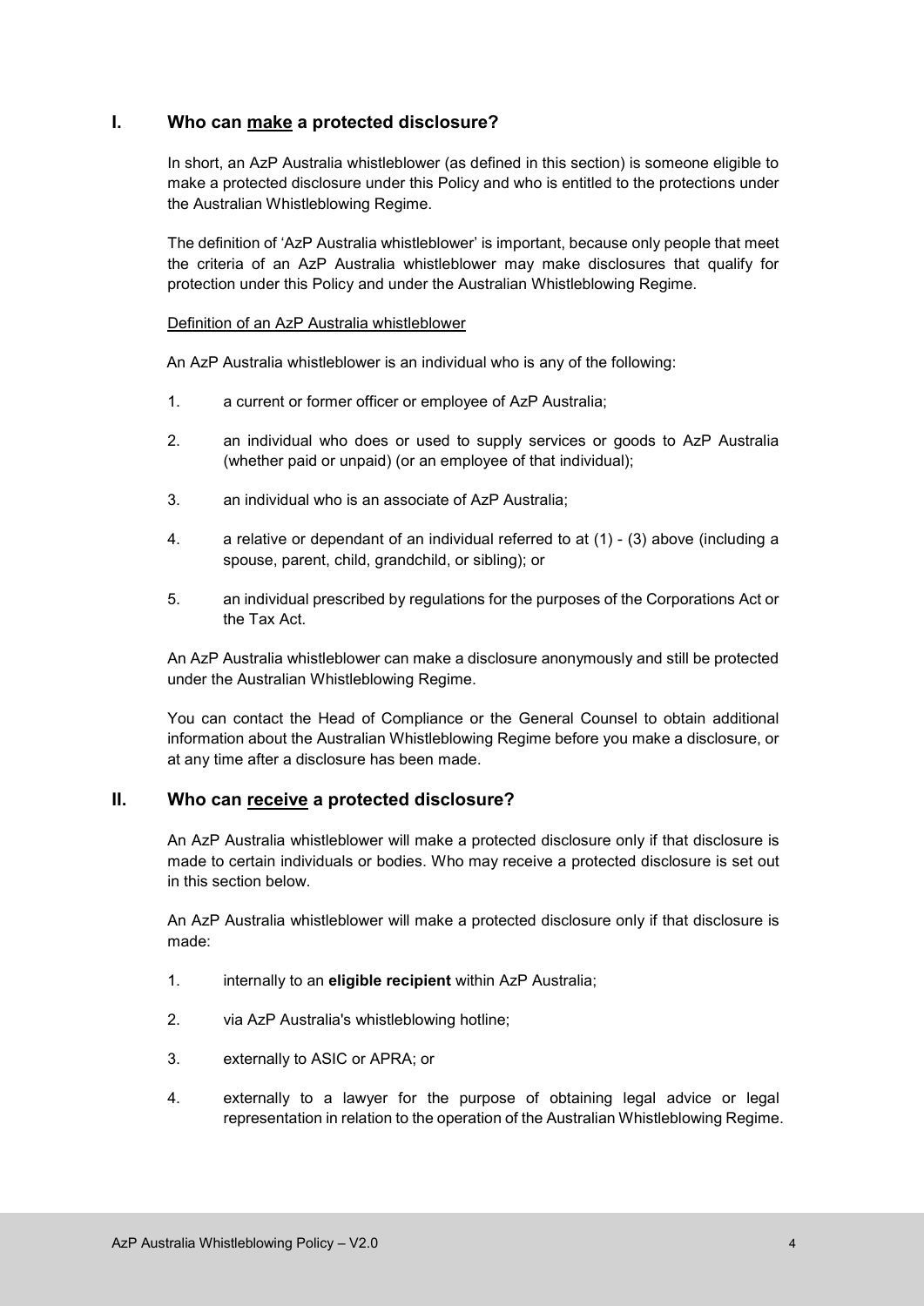## I. Who can <u>make</u> a protected disclosure?

In short, an AzP Australia whistleblower (as defined in this section) is someone eligible to make a protected disclosure under this Policy and who is entitled to the protections under the Australian Whistleblowing Regime.

The definition of 'AzP Australia whistleblower' is important, because only people that meet the criteria of an AzP Australia whistleblower may make disclosures that qualify for protection under this Policy and under the Australian Whistleblowing Regime.

<u>Definition of an AzP Australia whistleblower</u>

An AzP Australia whistleblower is an individual who is any of the following:

1. a current or former officer or employee of AzP Australia;
2. an individual who does or used to supply services or goods to AzP Australia (whether paid or unpaid) (or an employee of that individual);
3. an individual who is an associate of AzP Australia;
4. a relative or dependant of an individual referred to at (1) - (3) above (including a spouse, parent, child, grandchild, or sibling); or
5. an individual prescribed by regulations for the purposes of the Corporations Act or the Tax Act.

An AzP Australia whistleblower can make a disclosure anonymously and still be protected under the Australian Whistleblowing Regime.

You can contact the Head of Compliance or the General Counsel to obtain additional information about the Australian Whistleblowing Regime before you make a disclosure, or at any time after a disclosure has been made.

## II. Who can <u>receive</u> a protected disclosure?

An AzP Australia whistleblower will make a protected disclosure only if that disclosure is made to certain individuals or bodies. Who may receive a protected disclosure is set out in this section below.

An AzP Australia whistleblower will make a protected disclosure only if that disclosure is made:

1. internally to an **eligible recipient** within AzP Australia;
2. via AzP Australia's whistleblowing hotline;
3. externally to ASIC or APRA; or
4. externally to a lawyer for the purpose of obtaining legal advice or legal representation in relation to the operation of the Australian Whistleblowing Regime.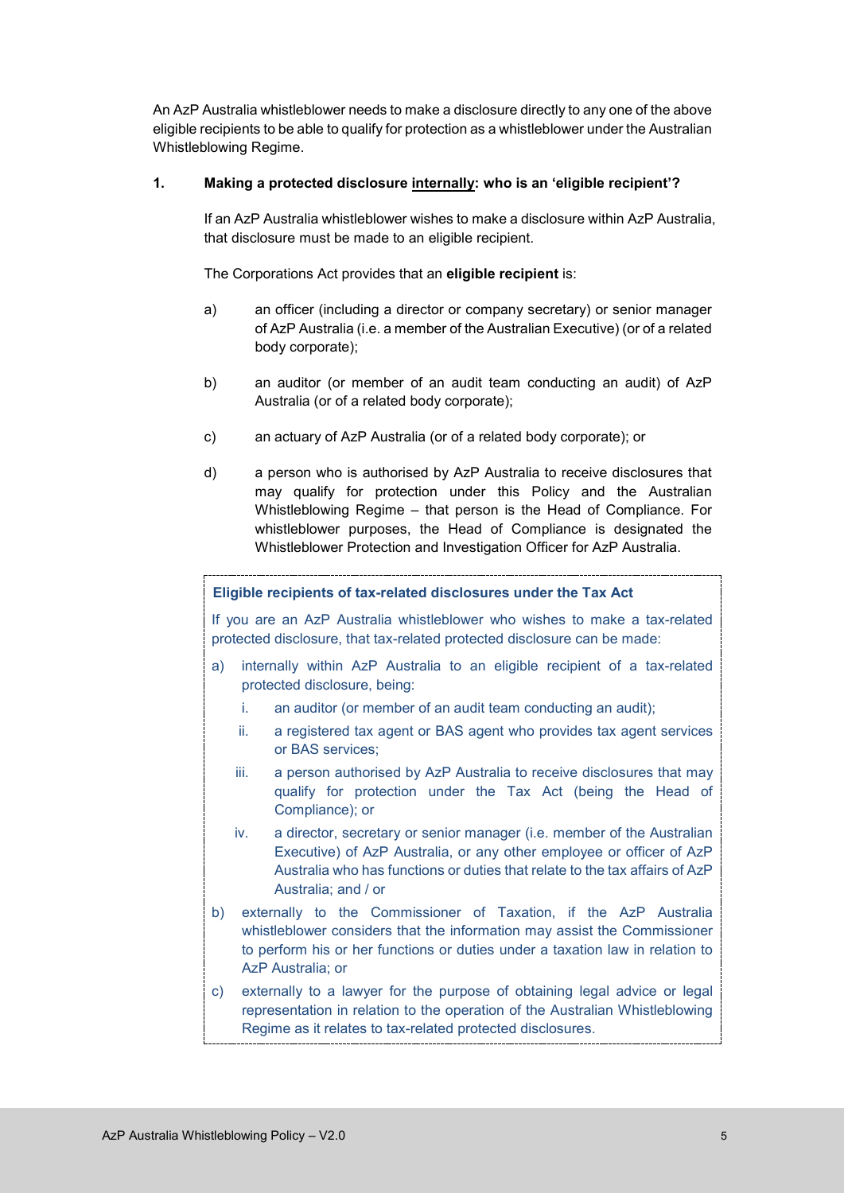An AzP Australia whistleblower needs to make a disclosure directly to any one of the above eligible recipients to be able to qualify for protection as a whistleblower under the Australian Whistleblowing Regime.

### 1. Making a protected disclosure <u>internally</u>: who is an 'eligible recipient'?

If an AzP Australia whistleblower wishes to make a disclosure within AzP Australia, that disclosure must be made to an eligible recipient.

The Corporations Act provides that an **eligible recipient** is:

a) an officer (including a director or company secretary) or senior manager of AzP Australia (i.e. a member of the Australian Executive) (or of a related body corporate);

b) an auditor (or member of an audit team conducting an audit) of AzP Australia (or of a related body corporate);

c) an actuary of AzP Australia (or of a related body corporate); or

d) a person who is authorised by AzP Australia to receive disclosures that may qualify for protection under this Policy and the Australian Whistleblowing Regime – that person is the Head of Compliance. For whistleblower purposes, the Head of Compliance is designated the Whistleblower Protection and Investigation Officer for AzP Australia.

> **Eligible recipients of tax-related disclosures under the Tax Act**
>
> If you are an AzP Australia whistleblower who wishes to make a tax-related protected disclosure, that tax-related protected disclosure can be made:
>
> a) internally within AzP Australia to an eligible recipient of a tax-related protected disclosure, being:
>
> i. an auditor (or member of an audit team conducting an audit);
>
> ii. a registered tax agent or BAS agent who provides tax agent services or BAS services;
>
> iii. a person authorised by AzP Australia to receive disclosures that may qualify for protection under the Tax Act (being the Head of Compliance); or
>
> iv. a director, secretary or senior manager (i.e. member of the Australian Executive) of AzP Australia, or any other employee or officer of AzP Australia who has functions or duties that relate to the tax affairs of AzP Australia; and / or
>
> b) externally to the Commissioner of Taxation, if the AzP Australia whistleblower considers that the information may assist the Commissioner to perform his or her functions or duties under a taxation law in relation to AzP Australia; or
>
> c) externally to a lawyer for the purpose of obtaining legal advice or legal representation in relation to the operation of the Australian Whistleblowing Regime as it relates to tax-related protected disclosures.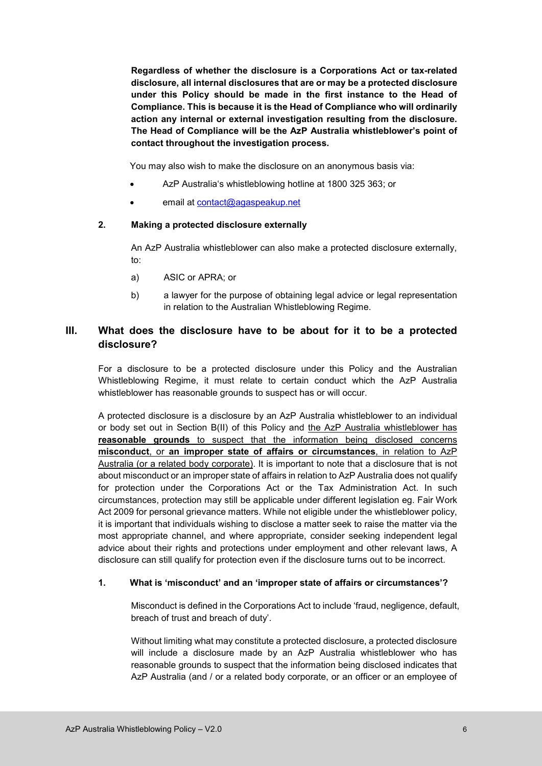**Regardless of whether the disclosure is a Corporations Act or tax-related disclosure, all internal disclosures that are or may be a protected disclosure under this Policy should be made in the first instance to the Head of Compliance. This is because it is the Head of Compliance who will ordinarily action any internal or external investigation resulting from the disclosure. The Head of Compliance will be the AzP Australia whistleblower's point of contact throughout the investigation process.**

You may also wish to make the disclosure on an anonymous basis via:

- AzP Australia's whistleblowing hotline at 1800 325 363; or
- email at contact@agaspeakup.net

### 2. Making a protected disclosure externally

An AzP Australia whistleblower can also make a protected disclosure externally, to:

a) ASIC or APRA; or

b) a lawyer for the purpose of obtaining legal advice or legal representation in relation to the Australian Whistleblowing Regime.

## III. What does the disclosure have to be about for it to be a protected disclosure?

For a disclosure to be a protected disclosure under this Policy and the Australian Whistleblowing Regime, it must relate to certain conduct which the AzP Australia whistleblower has reasonable grounds to suspect has or will occur.

A protected disclosure is a disclosure by an AzP Australia whistleblower to an individual or body set out in Section B(II) of this Policy and the AzP Australia whistleblower has **reasonable grounds** to suspect that the information being disclosed concerns **misconduct**, or **an improper state of affairs or circumstances**, in relation to AzP Australia (or a related body corporate). It is important to note that a disclosure that is not about misconduct or an improper state of affairs in relation to AzP Australia does not qualify for protection under the Corporations Act or the Tax Administration Act. In such circumstances, protection may still be applicable under different legislation eg. Fair Work Act 2009 for personal grievance matters. While not eligible under the whistleblower policy, it is important that individuals wishing to disclose a matter seek to raise the matter via the most appropriate channel, and where appropriate, consider seeking independent legal advice about their rights and protections under employment and other relevant laws, A disclosure can still qualify for protection even if the disclosure turns out to be incorrect.

### 1. What is 'misconduct' and an 'improper state of affairs or circumstances'?

Misconduct is defined in the Corporations Act to include 'fraud, negligence, default, breach of trust and breach of duty'.

Without limiting what may constitute a protected disclosure, a protected disclosure will include a disclosure made by an AzP Australia whistleblower who has reasonable grounds to suspect that the information being disclosed indicates that AzP Australia (and / or a related body corporate, or an officer or an employee of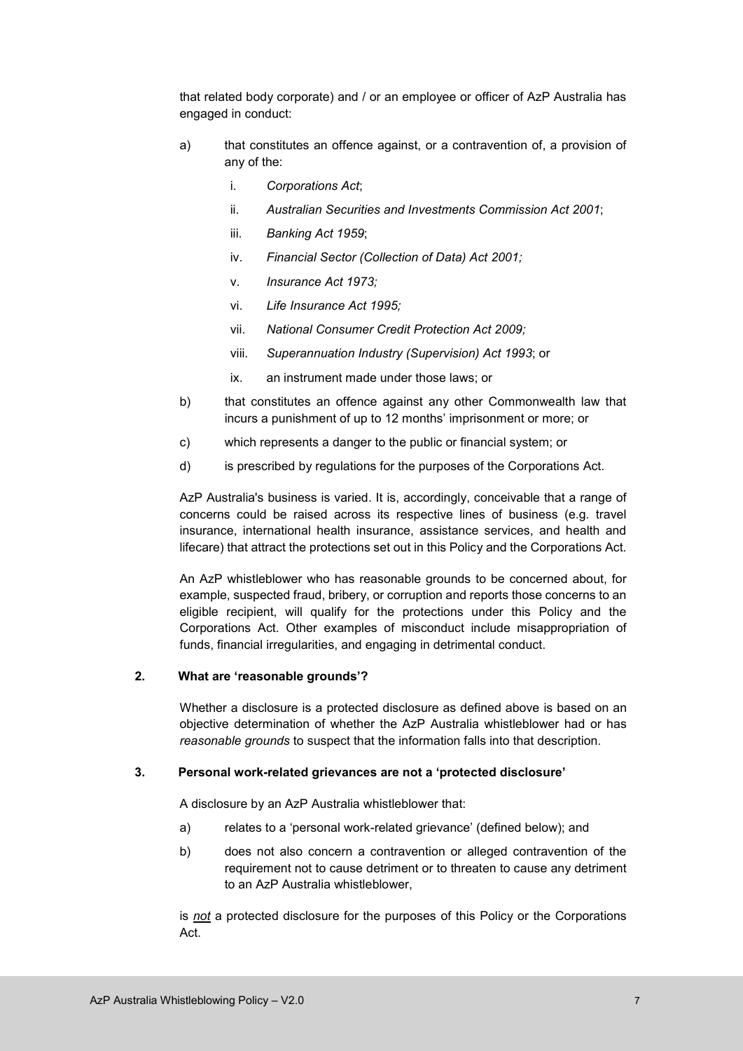that related body corporate) and / or an employee or officer of AzP Australia has engaged in conduct:

a) that constitutes an offence against, or a contravention of, a provision of any of the:

   i. *Corporations Act*;

   ii. *Australian Securities and Investments Commission Act 2001*;

   iii. *Banking Act 1959*;

   iv. *Financial Sector (Collection of Data) Act 2001;*

   v. *Insurance Act 1973;*

   vi. *Life Insurance Act 1995;*

   vii. *National Consumer Credit Protection Act 2009;*

   viii. *Superannuation Industry (Supervision) Act 1993*; or

   ix. an instrument made under those laws; or

b) that constitutes an offence against any other Commonwealth law that incurs a punishment of up to 12 months' imprisonment or more; or

c) which represents a danger to the public or financial system; or

d) is prescribed by regulations for the purposes of the Corporations Act.

AzP Australia's business is varied. It is, accordingly, conceivable that a range of concerns could be raised across its respective lines of business (e.g. travel insurance, international health insurance, assistance services, and health and lifecare) that attract the protections set out in this Policy and the Corporations Act.

An AzP whistleblower who has reasonable grounds to be concerned about, for example, suspected fraud, bribery, or corruption and reports those concerns to an eligible recipient, will qualify for the protections under this Policy and the Corporations Act. Other examples of misconduct include misappropriation of funds, financial irregularities, and engaging in detrimental conduct.

**2. What are 'reasonable grounds'?**

Whether a disclosure is a protected disclosure as defined above is based on an objective determination of whether the AzP Australia whistleblower had or has *reasonable grounds* to suspect that the information falls into that description.

**3. Personal work-related grievances are not a 'protected disclosure'**

A disclosure by an AzP Australia whistleblower that:

a) relates to a 'personal work-related grievance' (defined below); and

b) does not also concern a contravention or alleged contravention of the requirement not to cause detriment or to threaten to cause any detriment to an AzP Australia whistleblower,

is ***not*** a protected disclosure for the purposes of this Policy or the Corporations Act.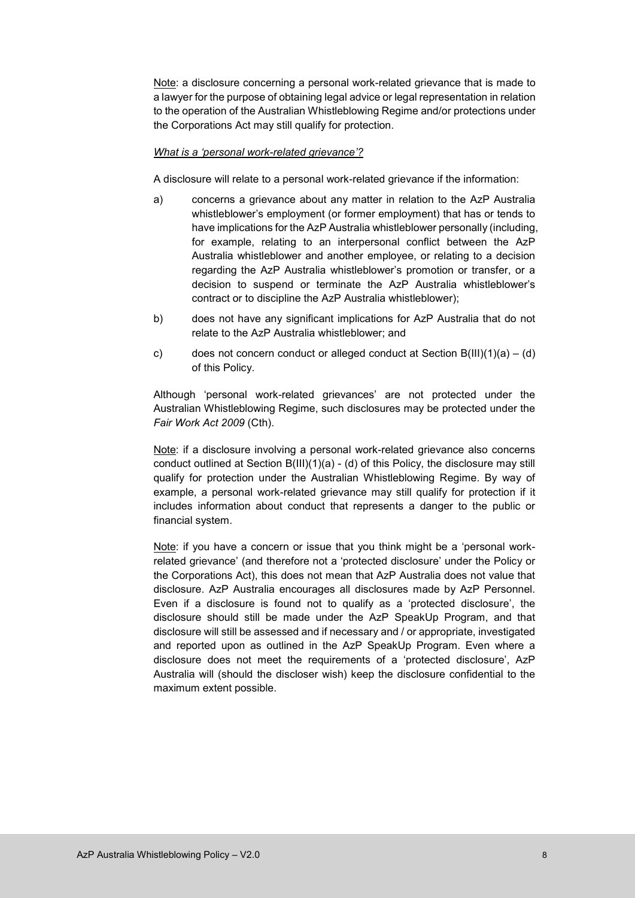Note: a disclosure concerning a personal work-related grievance that is made to a lawyer for the purpose of obtaining legal advice or legal representation in relation to the operation of the Australian Whistleblowing Regime and/or protections under the Corporations Act may still qualify for protection.

*What is a 'personal work-related grievance'?*

A disclosure will relate to a personal work-related grievance if the information:

a) concerns a grievance about any matter in relation to the AzP Australia whistleblower's employment (or former employment) that has or tends to have implications for the AzP Australia whistleblower personally (including, for example, relating to an interpersonal conflict between the AzP Australia whistleblower and another employee, or relating to a decision regarding the AzP Australia whistleblower's promotion or transfer, or a decision to suspend or terminate the AzP Australia whistleblower's contract or to discipline the AzP Australia whistleblower);

b) does not have any significant implications for AzP Australia that do not relate to the AzP Australia whistleblower; and

c) does not concern conduct or alleged conduct at Section B(III)(1)(a) – (d) of this Policy.

Although 'personal work-related grievances' are not protected under the Australian Whistleblowing Regime, such disclosures may be protected under the *Fair Work Act 2009* (Cth).

Note: if a disclosure involving a personal work-related grievance also concerns conduct outlined at Section B(III)(1)(a) - (d) of this Policy, the disclosure may still qualify for protection under the Australian Whistleblowing Regime. By way of example, a personal work-related grievance may still qualify for protection if it includes information about conduct that represents a danger to the public or financial system.

Note: if you have a concern or issue that you think might be a 'personal work-related grievance' (and therefore not a 'protected disclosure' under the Policy or the Corporations Act), this does not mean that AzP Australia does not value that disclosure. AzP Australia encourages all disclosures made by AzP Personnel. Even if a disclosure is found not to qualify as a 'protected disclosure', the disclosure should still be made under the AzP SpeakUp Program, and that disclosure will still be assessed and if necessary and / or appropriate, investigated and reported upon as outlined in the AzP SpeakUp Program. Even where a disclosure does not meet the requirements of a 'protected disclosure', AzP Australia will (should the discloser wish) keep the disclosure confidential to the maximum extent possible.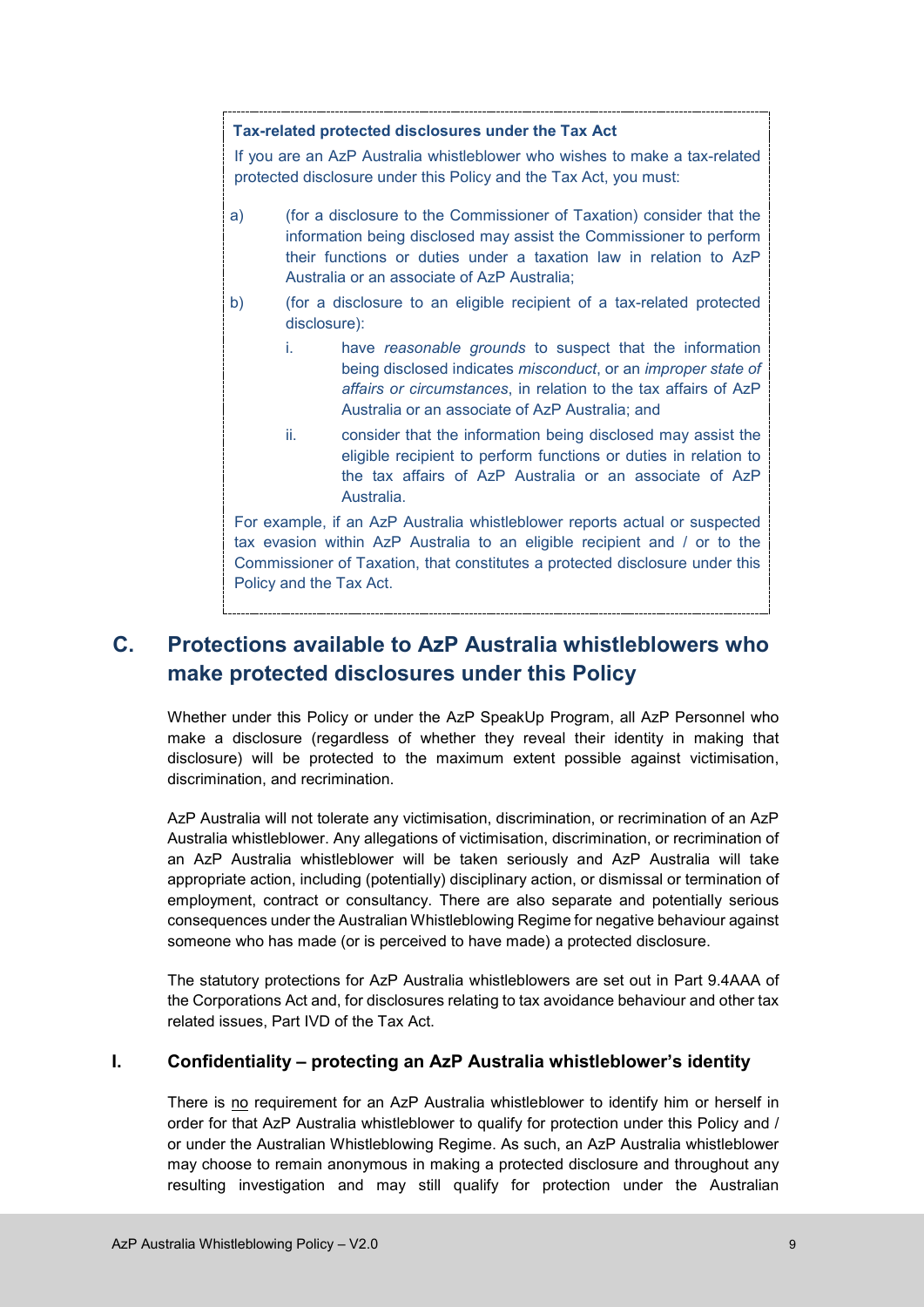**Tax-related protected disclosures under the Tax Act**

If you are an AzP Australia whistleblower who wishes to make a tax-related protected disclosure under this Policy and the Tax Act, you must:

a) (for a disclosure to the Commissioner of Taxation) consider that the information being disclosed may assist the Commissioner to perform their functions or duties under a taxation law in relation to AzP Australia or an associate of AzP Australia;

b) (for a disclosure to an eligible recipient of a tax-related protected disclosure):

   i. have *reasonable grounds* to suspect that the information being disclosed indicates *misconduct*, or an *improper state of affairs or circumstances*, in relation to the tax affairs of AzP Australia or an associate of AzP Australia; and

   ii. consider that the information being disclosed may assist the eligible recipient to perform functions or duties in relation to the tax affairs of AzP Australia or an associate of AzP Australia.

For example, if an AzP Australia whistleblower reports actual or suspected tax evasion within AzP Australia to an eligible recipient and / or to the Commissioner of Taxation, that constitutes a protected disclosure under this Policy and the Tax Act.

## C. Protections available to AzP Australia whistleblowers who make protected disclosures under this Policy

Whether under this Policy or under the AzP SpeakUp Program, all AzP Personnel who make a disclosure (regardless of whether they reveal their identity in making that disclosure) will be protected to the maximum extent possible against victimisation, discrimination, and recrimination.

AzP Australia will not tolerate any victimisation, discrimination, or recrimination of an AzP Australia whistleblower. Any allegations of victimisation, discrimination, or recrimination of an AzP Australia whistleblower will be taken seriously and AzP Australia will take appropriate action, including (potentially) disciplinary action, or dismissal or termination of employment, contract or consultancy. There are also separate and potentially serious consequences under the Australian Whistleblowing Regime for negative behaviour against someone who has made (or is perceived to have made) a protected disclosure.

The statutory protections for AzP Australia whistleblowers are set out in Part 9.4AAA of the Corporations Act and, for disclosures relating to tax avoidance behaviour and other tax related issues, Part IVD of the Tax Act.

### I. Confidentiality – protecting an AzP Australia whistleblower's identity

There is no requirement for an AzP Australia whistleblower to identify him or herself in order for that AzP Australia whistleblower to qualify for protection under this Policy and / or under the Australian Whistleblowing Regime. As such, an AzP Australia whistleblower may choose to remain anonymous in making a protected disclosure and throughout any resulting investigation and may still qualify for protection under the Australian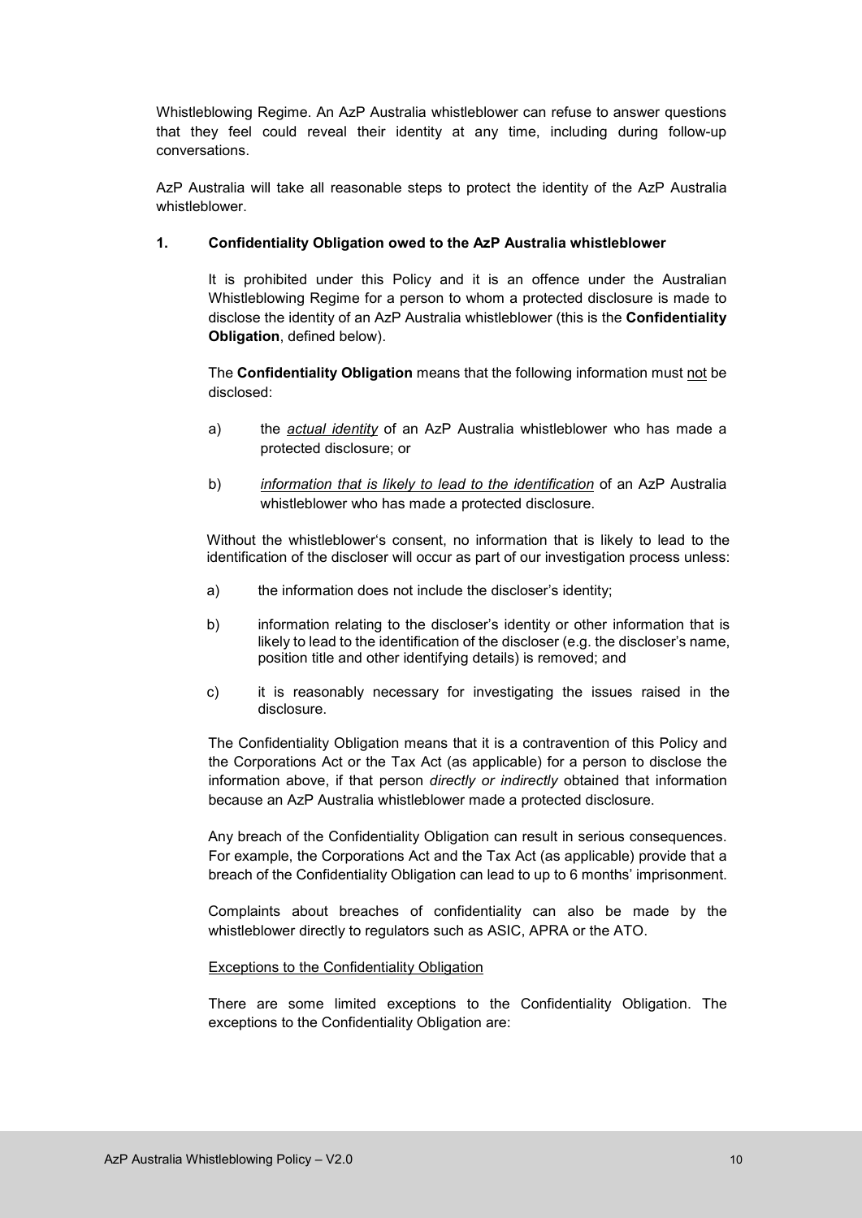Whistleblowing Regime. An AzP Australia whistleblower can refuse to answer questions that they feel could reveal their identity at any time, including during follow-up conversations.

AzP Australia will take all reasonable steps to protect the identity of the AzP Australia whistleblower.

### 1. Confidentiality Obligation owed to the AzP Australia whistleblower

It is prohibited under this Policy and it is an offence under the Australian Whistleblowing Regime for a person to whom a protected disclosure is made to disclose the identity of an AzP Australia whistleblower (this is the **Confidentiality Obligation**, defined below).

The **Confidentiality Obligation** means that the following information must <u>not</u> be disclosed:

a) the <u>*actual identity*</u> of an AzP Australia whistleblower who has made a protected disclosure; or

b) <u>*information that is likely to lead to the identification*</u> of an AzP Australia whistleblower who has made a protected disclosure.

Without the whistleblower's consent, no information that is likely to lead to the identification of the discloser will occur as part of our investigation process unless:

a) the information does not include the discloser's identity;

b) information relating to the discloser's identity or other information that is likely to lead to the identification of the discloser (e.g. the discloser's name, position title and other identifying details) is removed; and

c) it is reasonably necessary for investigating the issues raised in the disclosure.

The Confidentiality Obligation means that it is a contravention of this Policy and the Corporations Act or the Tax Act (as applicable) for a person to disclose the information above, if that person *directly or indirectly* obtained that information because an AzP Australia whistleblower made a protected disclosure.

Any breach of the Confidentiality Obligation can result in serious consequences. For example, the Corporations Act and the Tax Act (as applicable) provide that a breach of the Confidentiality Obligation can lead to up to 6 months' imprisonment.

Complaints about breaches of confidentiality can also be made by the whistleblower directly to regulators such as ASIC, APRA or the ATO.

<u>Exceptions to the Confidentiality Obligation</u>

There are some limited exceptions to the Confidentiality Obligation. The exceptions to the Confidentiality Obligation are: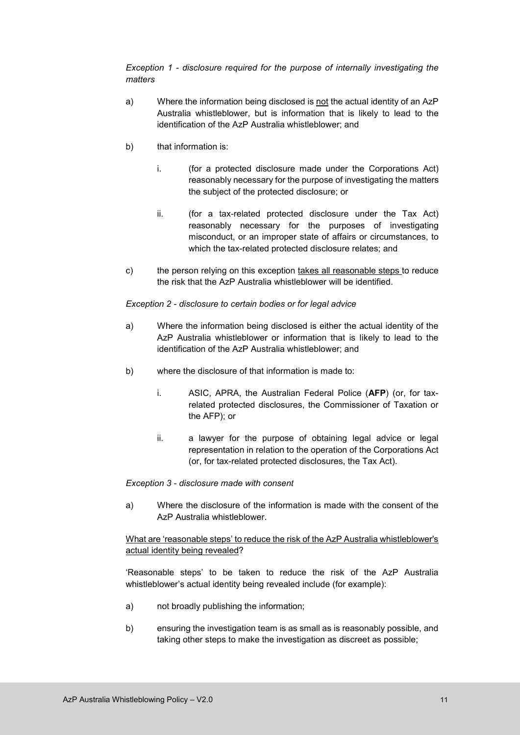*Exception 1 - disclosure required for the purpose of internally investigating the matters*

a) Where the information being disclosed is <u>not</u> the actual identity of an AzP Australia whistleblower, but is information that is likely to lead to the identification of the AzP Australia whistleblower; and

b) that information is:

   i. (for a protected disclosure made under the Corporations Act) reasonably necessary for the purpose of investigating the matters the subject of the protected disclosure; or

   ii. (for a tax-related protected disclosure under the Tax Act) reasonably necessary for the purposes of investigating misconduct, or an improper state of affairs or circumstances, to which the tax-related protected disclosure relates; and

c) the person relying on this exception <u>takes all reasonable steps</u> to reduce the risk that the AzP Australia whistleblower will be identified.

*Exception 2 - disclosure to certain bodies or for legal advice*

a) Where the information being disclosed is either the actual identity of the AzP Australia whistleblower or information that is likely to lead to the identification of the AzP Australia whistleblower; and

b) where the disclosure of that information is made to:

   i. ASIC, APRA, the Australian Federal Police (**AFP**) (or, for tax-related protected disclosures, the Commissioner of Taxation or the AFP); or

   ii. a lawyer for the purpose of obtaining legal advice or legal representation in relation to the operation of the Corporations Act (or, for tax-related protected disclosures, the Tax Act).

*Exception 3 - disclosure made with consent*

a) Where the disclosure of the information is made with the consent of the AzP Australia whistleblower.

<u>What are 'reasonable steps' to reduce the risk of the AzP Australia whistleblower's actual identity being revealed</u>?

'Reasonable steps' to be taken to reduce the risk of the AzP Australia whistleblower's actual identity being revealed include (for example):

a) not broadly publishing the information;

b) ensuring the investigation team is as small as is reasonably possible, and taking other steps to make the investigation as discreet as possible;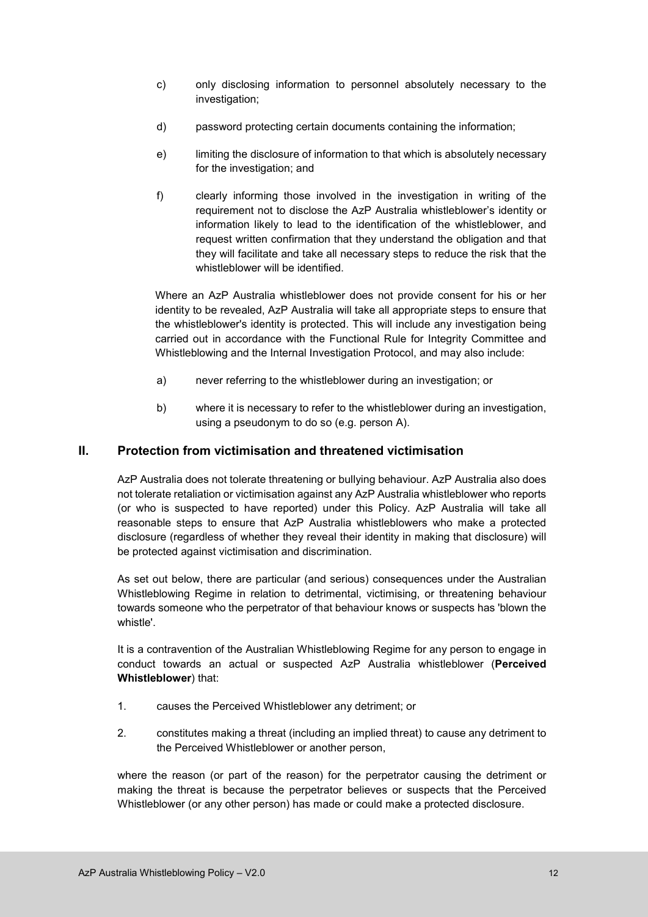c) only disclosing information to personnel absolutely necessary to the investigation;

d) password protecting certain documents containing the information;

e) limiting the disclosure of information to that which is absolutely necessary for the investigation; and

f) clearly informing those involved in the investigation in writing of the requirement not to disclose the AzP Australia whistleblower's identity or information likely to lead to the identification of the whistleblower, and request written confirmation that they understand the obligation and that they will facilitate and take all necessary steps to reduce the risk that the whistleblower will be identified.

Where an AzP Australia whistleblower does not provide consent for his or her identity to be revealed, AzP Australia will take all appropriate steps to ensure that the whistleblower's identity is protected. This will include any investigation being carried out in accordance with the Functional Rule for Integrity Committee and Whistleblowing and the Internal Investigation Protocol, and may also include:

a) never referring to the whistleblower during an investigation; or

b) where it is necessary to refer to the whistleblower during an investigation, using a pseudonym to do so (e.g. person A).

## II. Protection from victimisation and threatened victimisation

AzP Australia does not tolerate threatening or bullying behaviour. AzP Australia also does not tolerate retaliation or victimisation against any AzP Australia whistleblower who reports (or who is suspected to have reported) under this Policy. AzP Australia will take all reasonable steps to ensure that AzP Australia whistleblowers who make a protected disclosure (regardless of whether they reveal their identity in making that disclosure) will be protected against victimisation and discrimination.

As set out below, there are particular (and serious) consequences under the Australian Whistleblowing Regime in relation to detrimental, victimising, or threatening behaviour towards someone who the perpetrator of that behaviour knows or suspects has 'blown the whistle'.

It is a contravention of the Australian Whistleblowing Regime for any person to engage in conduct towards an actual or suspected AzP Australia whistleblower (**Perceived Whistleblower**) that:

1. causes the Perceived Whistleblower any detriment; or

2. constitutes making a threat (including an implied threat) to cause any detriment to the Perceived Whistleblower or another person,

where the reason (or part of the reason) for the perpetrator causing the detriment or making the threat is because the perpetrator believes or suspects that the Perceived Whistleblower (or any other person) has made or could make a protected disclosure.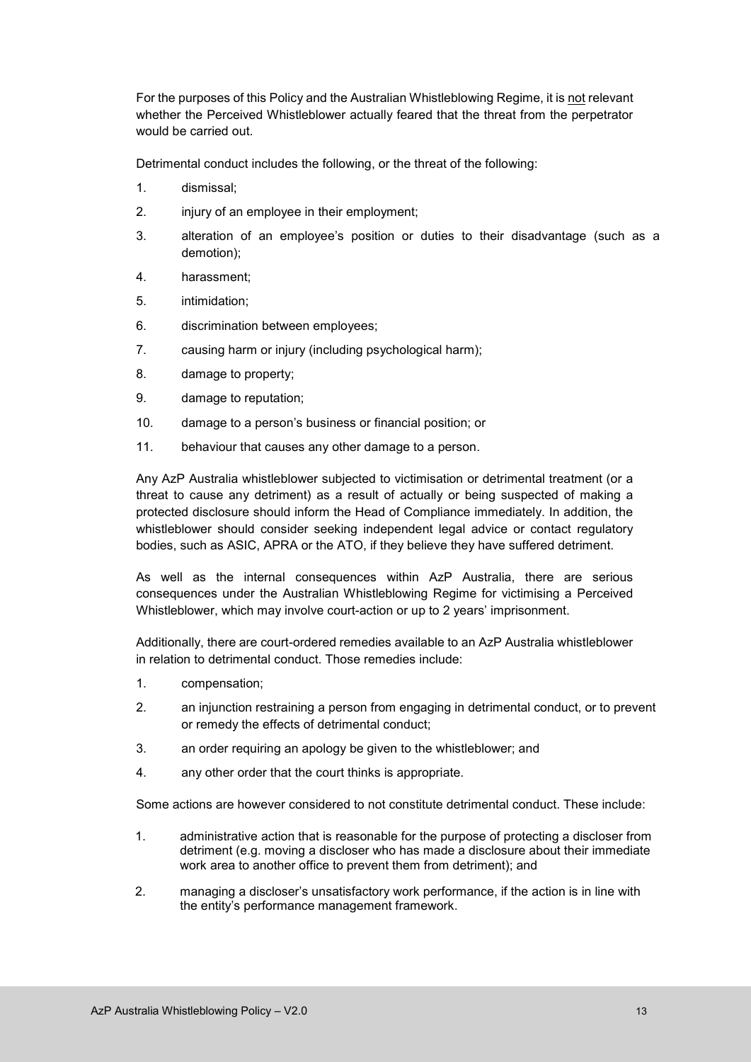For the purposes of this Policy and the Australian Whistleblowing Regime, it is <u>not</u> relevant whether the Perceived Whistleblower actually feared that the threat from the perpetrator would be carried out.

Detrimental conduct includes the following, or the threat of the following:

1. dismissal;
2. injury of an employee in their employment;
3. alteration of an employee's position or duties to their disadvantage (such as a demotion);
4. harassment;
5. intimidation;
6. discrimination between employees;
7. causing harm or injury (including psychological harm);
8. damage to property;
9. damage to reputation;
10. damage to a person's business or financial position; or
11. behaviour that causes any other damage to a person.

Any AzP Australia whistleblower subjected to victimisation or detrimental treatment (or a threat to cause any detriment) as a result of actually or being suspected of making a protected disclosure should inform the Head of Compliance immediately. In addition, the whistleblower should consider seeking independent legal advice or contact regulatory bodies, such as ASIC, APRA or the ATO, if they believe they have suffered detriment.

As well as the internal consequences within AzP Australia, there are serious consequences under the Australian Whistleblowing Regime for victimising a Perceived Whistleblower, which may involve court-action or up to 2 years' imprisonment.

Additionally, there are court-ordered remedies available to an AzP Australia whistleblower in relation to detrimental conduct. Those remedies include:

1. compensation;
2. an injunction restraining a person from engaging in detrimental conduct, or to prevent or remedy the effects of detrimental conduct;
3. an order requiring an apology be given to the whistleblower; and
4. any other order that the court thinks is appropriate.

Some actions are however considered to not constitute detrimental conduct. These include:

1. administrative action that is reasonable for the purpose of protecting a discloser from detriment (e.g. moving a discloser who has made a disclosure about their immediate work area to another office to prevent them from detriment); and
2. managing a discloser's unsatisfactory work performance, if the action is in line with the entity's performance management framework.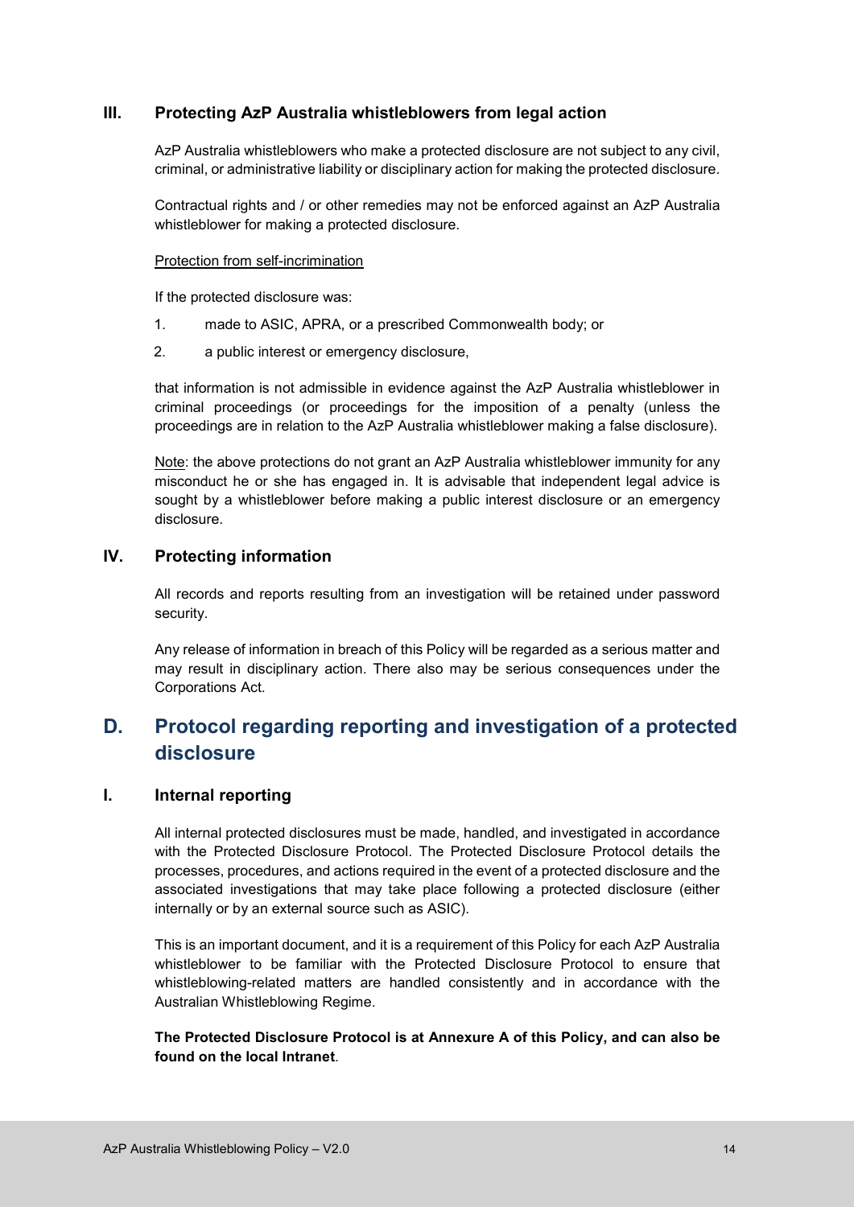### III. Protecting AzP Australia whistleblowers from legal action

AzP Australia whistleblowers who make a protected disclosure are not subject to any civil, criminal, or administrative liability or disciplinary action for making the protected disclosure.

Contractual rights and / or other remedies may not be enforced against an AzP Australia whistleblower for making a protected disclosure.

Protection from self-incrimination

If the protected disclosure was:

1. made to ASIC, APRA, or a prescribed Commonwealth body; or
2. a public interest or emergency disclosure,

that information is not admissible in evidence against the AzP Australia whistleblower in criminal proceedings (or proceedings for the imposition of a penalty (unless the proceedings are in relation to the AzP Australia whistleblower making a false disclosure).

Note: the above protections do not grant an AzP Australia whistleblower immunity for any misconduct he or she has engaged in. It is advisable that independent legal advice is sought by a whistleblower before making a public interest disclosure or an emergency disclosure.

### IV. Protecting information

All records and reports resulting from an investigation will be retained under password security.

Any release of information in breach of this Policy will be regarded as a serious matter and may result in disciplinary action. There also may be serious consequences under the Corporations Act.

## D. Protocol regarding reporting and investigation of a protected disclosure

### I. Internal reporting

All internal protected disclosures must be made, handled, and investigated in accordance with the Protected Disclosure Protocol. The Protected Disclosure Protocol details the processes, procedures, and actions required in the event of a protected disclosure and the associated investigations that may take place following a protected disclosure (either internally or by an external source such as ASIC).

This is an important document, and it is a requirement of this Policy for each AzP Australia whistleblower to be familiar with the Protected Disclosure Protocol to ensure that whistleblowing-related matters are handled consistently and in accordance with the Australian Whistleblowing Regime.

**The Protected Disclosure Protocol is at Annexure A of this Policy, and can also be found on the local Intranet**.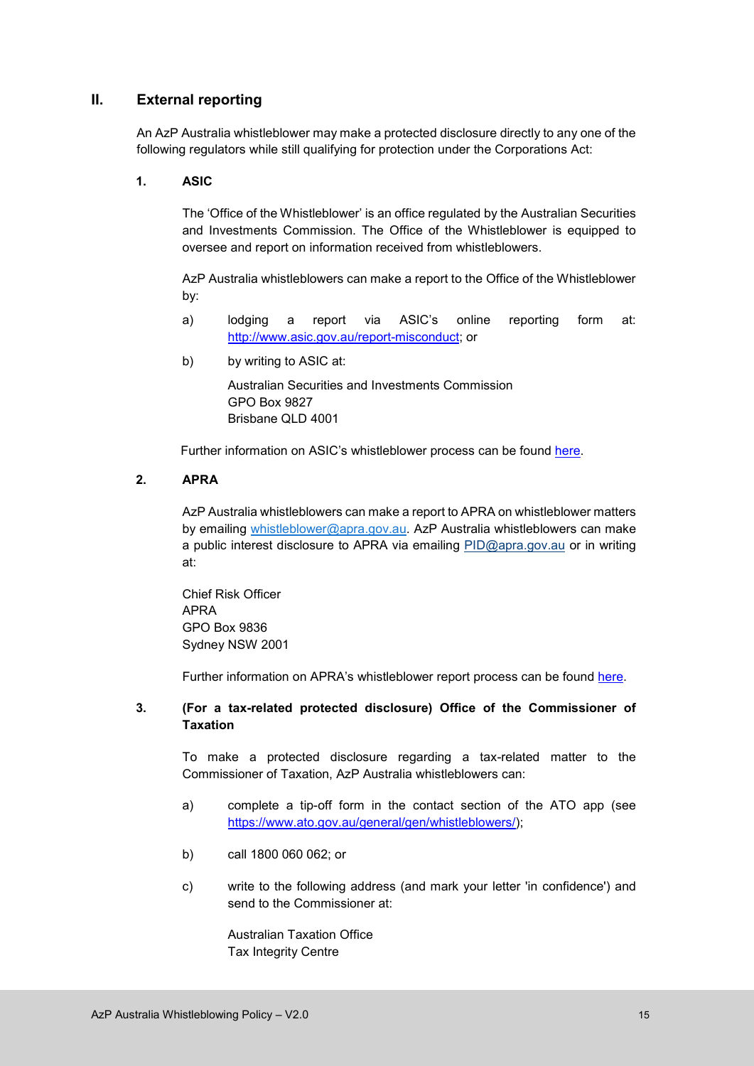## II. External reporting

An AzP Australia whistleblower may make a protected disclosure directly to any one of the following regulators while still qualifying for protection under the Corporations Act:

### 1. ASIC

The 'Office of the Whistleblower' is an office regulated by the Australian Securities and Investments Commission. The Office of the Whistleblower is equipped to oversee and report on information received from whistleblowers.

AzP Australia whistleblowers can make a report to the Office of the Whistleblower by:

a) lodging a report via ASIC's online reporting form at: http://www.asic.gov.au/report-misconduct; or

b) by writing to ASIC at:

Australian Securities and Investments Commission
GPO Box 9827
Brisbane QLD 4001

Further information on ASIC's whistleblower process can be found here.

### 2. APRA

AzP Australia whistleblowers can make a report to APRA on whistleblower matters by emailing whistleblower@apra.gov.au. AzP Australia whistleblowers can make a public interest disclosure to APRA via emailing PID@apra.gov.au or in writing at:

Chief Risk Officer
APRA
GPO Box 9836
Sydney NSW 2001

Further information on APRA's whistleblower report process can be found here.

### 3. (For a tax-related protected disclosure) Office of the Commissioner of Taxation

To make a protected disclosure regarding a tax-related matter to the Commissioner of Taxation, AzP Australia whistleblowers can:

a) complete a tip-off form in the contact section of the ATO app (see https://www.ato.gov.au/general/gen/whistleblowers/);

b) call 1800 060 062; or

c) write to the following address (and mark your letter 'in confidence') and send to the Commissioner at:

Australian Taxation Office
Tax Integrity Centre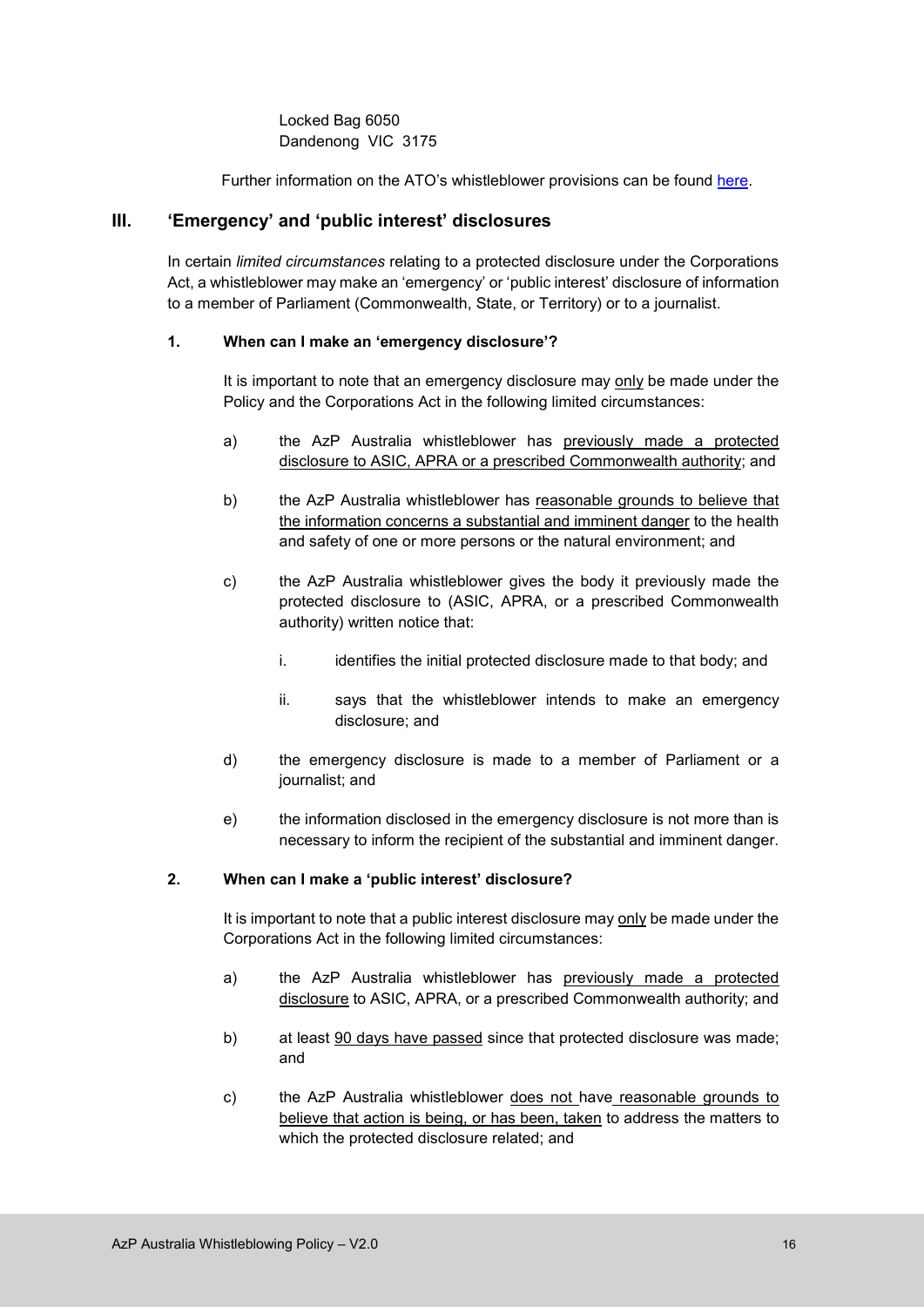Locked Bag 6050
Dandenong VIC 3175

Further information on the ATO's whistleblower provisions can be found here.

## III. 'Emergency' and 'public interest' disclosures

In certain *limited circumstances* relating to a protected disclosure under the Corporations Act, a whistleblower may make an 'emergency' or 'public interest' disclosure of information to a member of Parliament (Commonwealth, State, or Territory) or to a journalist.

### 1. When can I make an 'emergency disclosure'?

It is important to note that an emergency disclosure may only be made under the Policy and the Corporations Act in the following limited circumstances:

a) the AzP Australia whistleblower has previously made a protected disclosure to ASIC, APRA or a prescribed Commonwealth authority; and

b) the AzP Australia whistleblower has reasonable grounds to believe that the information concerns a substantial and imminent danger to the health and safety of one or more persons or the natural environment; and

c) the AzP Australia whistleblower gives the body it previously made the protected disclosure to (ASIC, APRA, or a prescribed Commonwealth authority) written notice that:

   i. identifies the initial protected disclosure made to that body; and

   ii. says that the whistleblower intends to make an emergency disclosure; and

d) the emergency disclosure is made to a member of Parliament or a journalist; and

e) the information disclosed in the emergency disclosure is not more than is necessary to inform the recipient of the substantial and imminent danger.

### 2. When can I make a 'public interest' disclosure?

It is important to note that a public interest disclosure may only be made under the Corporations Act in the following limited circumstances:

a) the AzP Australia whistleblower has previously made a protected disclosure to ASIC, APRA, or a prescribed Commonwealth authority; and

b) at least 90 days have passed since that protected disclosure was made; and

c) the AzP Australia whistleblower does not have reasonable grounds to believe that action is being, or has been, taken to address the matters to which the protected disclosure related; and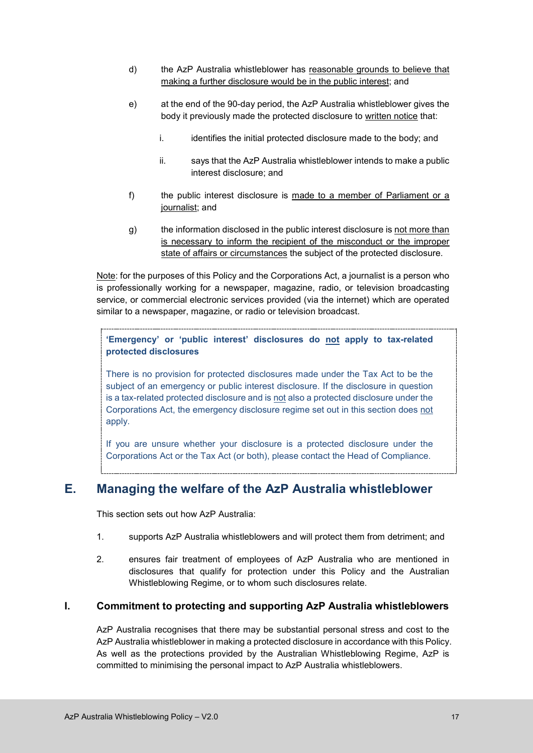d) the AzP Australia whistleblower has reasonable grounds to believe that making a further disclosure would be in the public interest; and

e) at the end of the 90-day period, the AzP Australia whistleblower gives the body it previously made the protected disclosure to written notice that:

   i. identifies the initial protected disclosure made to the body; and

   ii. says that the AzP Australia whistleblower intends to make a public interest disclosure; and

f) the public interest disclosure is made to a member of Parliament or a journalist; and

g) the information disclosed in the public interest disclosure is not more than is necessary to inform the recipient of the misconduct or the improper state of affairs or circumstances the subject of the protected disclosure.

Note: for the purposes of this Policy and the Corporations Act, a journalist is a person who is professionally working for a newspaper, magazine, radio, or television broadcasting service, or commercial electronic services provided (via the internet) which are operated similar to a newspaper, magazine, or radio or television broadcast.

> **'Emergency' or 'public interest' disclosures do not apply to tax-related protected disclosures**
>
> There is no provision for protected disclosures made under the Tax Act to be the subject of an emergency or public interest disclosure. If the disclosure in question is a tax-related protected disclosure and is not also a protected disclosure under the Corporations Act, the emergency disclosure regime set out in this section does not apply.
>
> If you are unsure whether your disclosure is a protected disclosure under the Corporations Act or the Tax Act (or both), please contact the Head of Compliance.

## E. Managing the welfare of the AzP Australia whistleblower

This section sets out how AzP Australia:

1. supports AzP Australia whistleblowers and will protect them from detriment; and

2. ensures fair treatment of employees of AzP Australia who are mentioned in disclosures that qualify for protection under this Policy and the Australian Whistleblowing Regime, or to whom such disclosures relate.

### I. Commitment to protecting and supporting AzP Australia whistleblowers

AzP Australia recognises that there may be substantial personal stress and cost to the AzP Australia whistleblower in making a protected disclosure in accordance with this Policy. As well as the protections provided by the Australian Whistleblowing Regime, AzP is committed to minimising the personal impact to AzP Australia whistleblowers.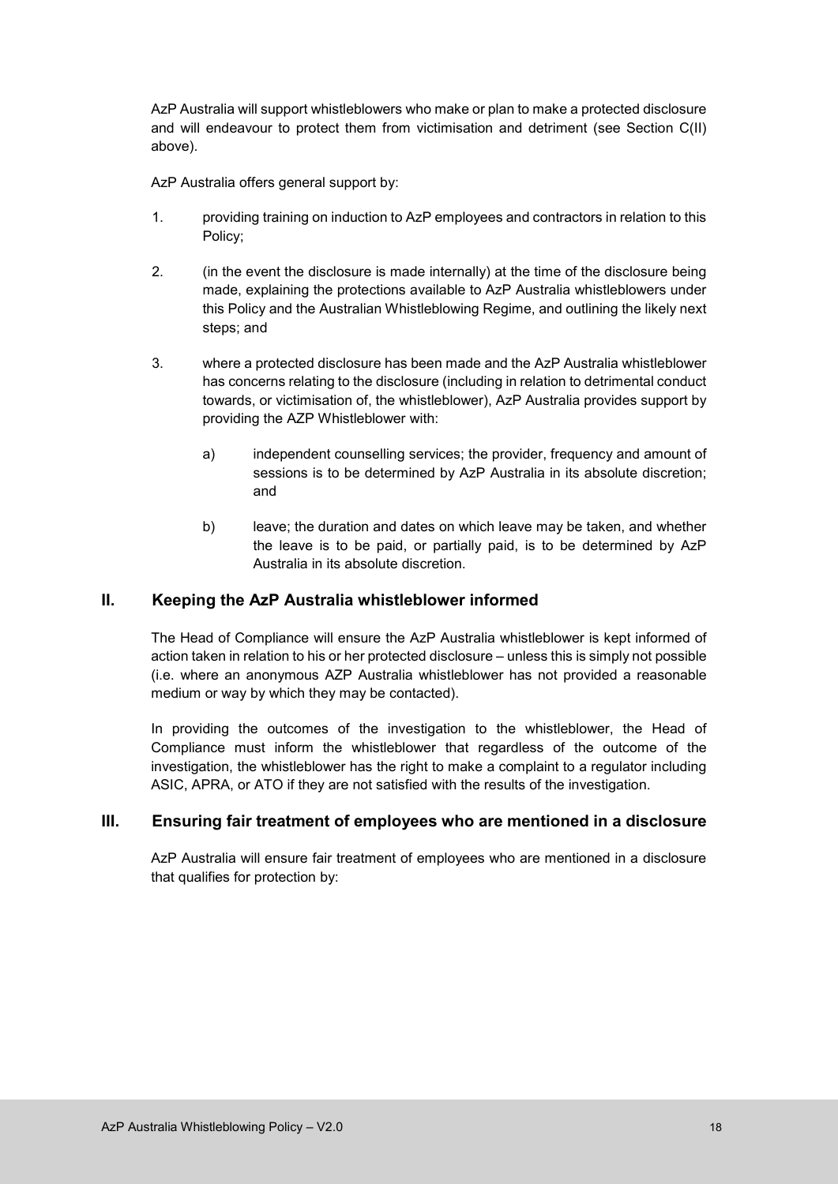AzP Australia will support whistleblowers who make or plan to make a protected disclosure and will endeavour to protect them from victimisation and detriment (see Section C(II) above).

AzP Australia offers general support by:

1. providing training on induction to AzP employees and contractors in relation to this Policy;

2. (in the event the disclosure is made internally) at the time of the disclosure being made, explaining the protections available to AzP Australia whistleblowers under this Policy and the Australian Whistleblowing Regime, and outlining the likely next steps; and

3. where a protected disclosure has been made and the AzP Australia whistleblower has concerns relating to the disclosure (including in relation to detrimental conduct towards, or victimisation of, the whistleblower), AzP Australia provides support by providing the AZP Whistleblower with:

   a) independent counselling services; the provider, frequency and amount of sessions is to be determined by AzP Australia in its absolute discretion; and

   b) leave; the duration and dates on which leave may be taken, and whether the leave is to be paid, or partially paid, is to be determined by AzP Australia in its absolute discretion.

## II. Keeping the AzP Australia whistleblower informed

The Head of Compliance will ensure the AzP Australia whistleblower is kept informed of action taken in relation to his or her protected disclosure – unless this is simply not possible (i.e. where an anonymous AZP Australia whistleblower has not provided a reasonable medium or way by which they may be contacted).

In providing the outcomes of the investigation to the whistleblower, the Head of Compliance must inform the whistleblower that regardless of the outcome of the investigation, the whistleblower has the right to make a complaint to a regulator including ASIC, APRA, or ATO if they are not satisfied with the results of the investigation.

## III. Ensuring fair treatment of employees who are mentioned in a disclosure

AzP Australia will ensure fair treatment of employees who are mentioned in a disclosure that qualifies for protection by: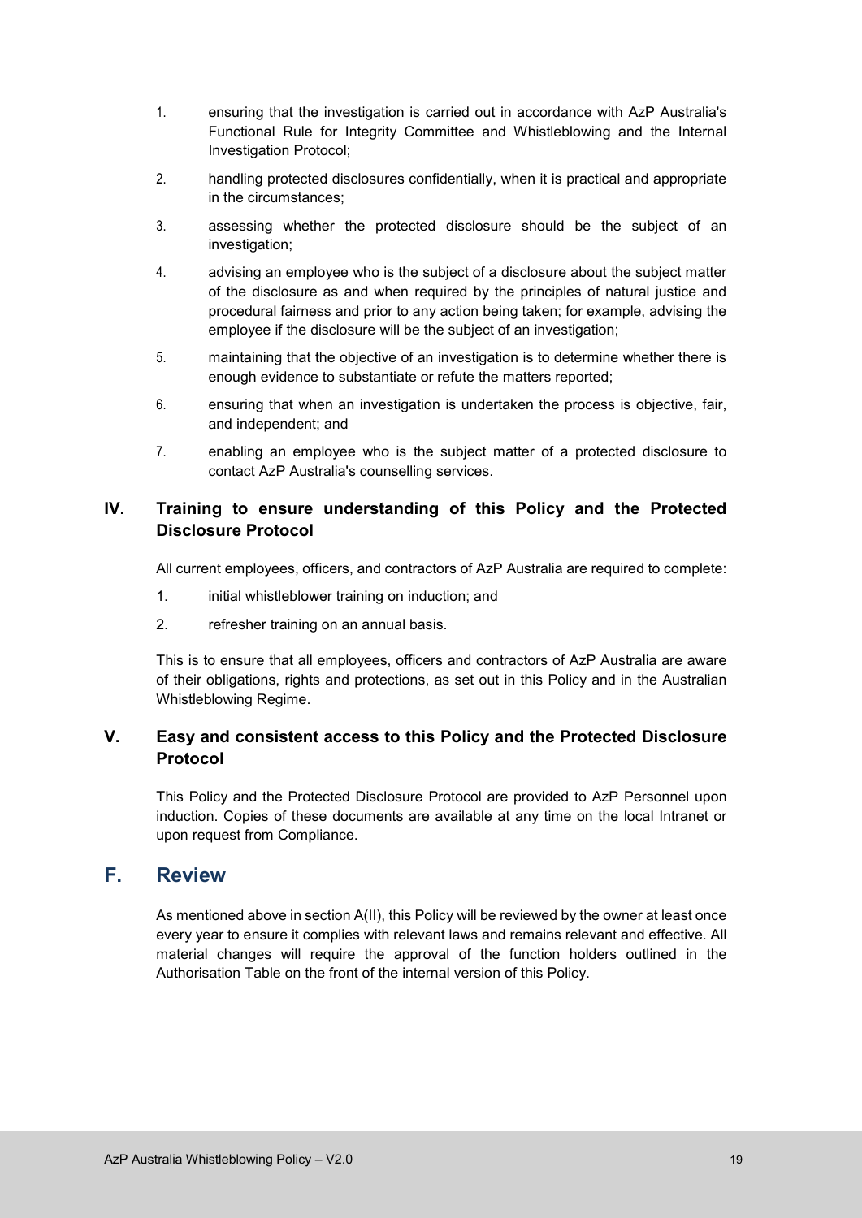1. ensuring that the investigation is carried out in accordance with AzP Australia's Functional Rule for Integrity Committee and Whistleblowing and the Internal Investigation Protocol;
2. handling protected disclosures confidentially, when it is practical and appropriate in the circumstances;
3. assessing whether the protected disclosure should be the subject of an investigation;
4. advising an employee who is the subject of a disclosure about the subject matter of the disclosure as and when required by the principles of natural justice and procedural fairness and prior to any action being taken; for example, advising the employee if the disclosure will be the subject of an investigation;
5. maintaining that the objective of an investigation is to determine whether there is enough evidence to substantiate or refute the matters reported;
6. ensuring that when an investigation is undertaken the process is objective, fair, and independent; and
7. enabling an employee who is the subject matter of a protected disclosure to contact AzP Australia's counselling services.

### IV. Training to ensure understanding of this Policy and the Protected Disclosure Protocol

All current employees, officers, and contractors of AzP Australia are required to complete:

1. initial whistleblower training on induction; and
2. refresher training on an annual basis.

This is to ensure that all employees, officers and contractors of AzP Australia are aware of their obligations, rights and protections, as set out in this Policy and in the Australian Whistleblowing Regime.

### V. Easy and consistent access to this Policy and the Protected Disclosure Protocol

This Policy and the Protected Disclosure Protocol are provided to AzP Personnel upon induction. Copies of these documents are available at any time on the local Intranet or upon request from Compliance.

## F. Review

As mentioned above in section A(II), this Policy will be reviewed by the owner at least once every year to ensure it complies with relevant laws and remains relevant and effective. All material changes will require the approval of the function holders outlined in the Authorisation Table on the front of the internal version of this Policy.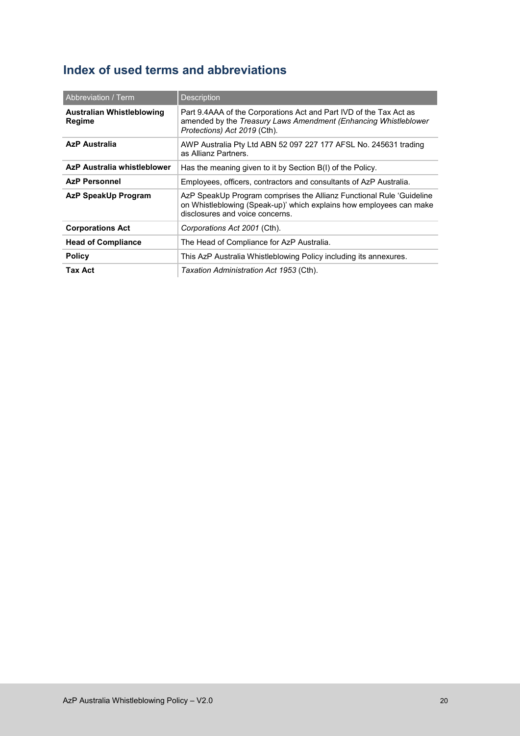## Index of used terms and abbreviations

| Abbreviation / Term | Description |
|---|---|
| **Australian Whistleblowing Regime** | Part 9.4AAA of the Corporations Act and Part IVD of the Tax Act as amended by the *Treasury Laws Amendment (Enhancing Whistleblower Protections) Act 2019* (Cth). |
| **AzP Australia** | AWP Australia Pty Ltd ABN 52 097 227 177 AFSL No. 245631 trading as Allianz Partners. |
| **AzP Australia whistleblower** | Has the meaning given to it by Section B(I) of the Policy. |
| **AzP Personnel** | Employees, officers, contractors and consultants of AzP Australia. |
| **AzP SpeakUp Program** | AzP SpeakUp Program comprises the Allianz Functional Rule 'Guideline on Whistleblowing (Speak-up)' which explains how employees can make disclosures and voice concerns. |
| **Corporations Act** | *Corporations Act 2001* (Cth). |
| **Head of Compliance** | The Head of Compliance for AzP Australia. |
| **Policy** | This AzP Australia Whistleblowing Policy including its annexures. |
| **Tax Act** | *Taxation Administration Act 1953* (Cth). |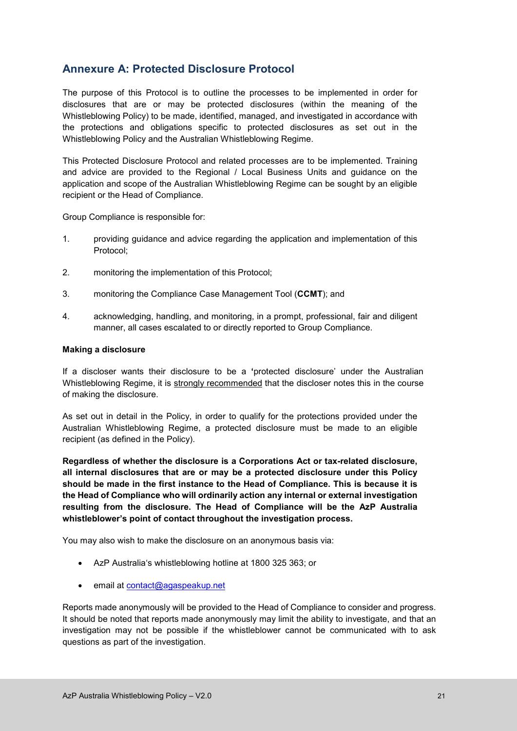## Annexure A: Protected Disclosure Protocol

The purpose of this Protocol is to outline the processes to be implemented in order for disclosures that are or may be protected disclosures (within the meaning of the Whistleblowing Policy) to be made, identified, managed, and investigated in accordance with the protections and obligations specific to protected disclosures as set out in the Whistleblowing Policy and the Australian Whistleblowing Regime.

This Protected Disclosure Protocol and related processes are to be implemented. Training and advice are provided to the Regional / Local Business Units and guidance on the application and scope of the Australian Whistleblowing Regime can be sought by an eligible recipient or the Head of Compliance.

Group Compliance is responsible for:

1. providing guidance and advice regarding the application and implementation of this Protocol;
2. monitoring the implementation of this Protocol;
3. monitoring the Compliance Case Management Tool (**CCMT**); and
4. acknowledging, handling, and monitoring, in a prompt, professional, fair and diligent manner, all cases escalated to or directly reported to Group Compliance.

**Making a disclosure**

If a discloser wants their disclosure to be a **'**protected disclosure' under the Australian Whistleblowing Regime, it is strongly recommended that the discloser notes this in the course of making the disclosure.

As set out in detail in the Policy, in order to qualify for the protections provided under the Australian Whistleblowing Regime, a protected disclosure must be made to an eligible recipient (as defined in the Policy).

**Regardless of whether the disclosure is a Corporations Act or tax-related disclosure, all internal disclosures that are or may be a protected disclosure under this Policy should be made in the first instance to the Head of Compliance. This is because it is the Head of Compliance who will ordinarily action any internal or external investigation resulting from the disclosure. The Head of Compliance will be the AzP Australia whistleblower's point of contact throughout the investigation process.**

You may also wish to make the disclosure on an anonymous basis via:

- AzP Australia's whistleblowing hotline at 1800 325 363; or
- email at contact@agaspeakup.net

Reports made anonymously will be provided to the Head of Compliance to consider and progress. It should be noted that reports made anonymously may limit the ability to investigate, and that an investigation may not be possible if the whistleblower cannot be communicated with to ask questions as part of the investigation.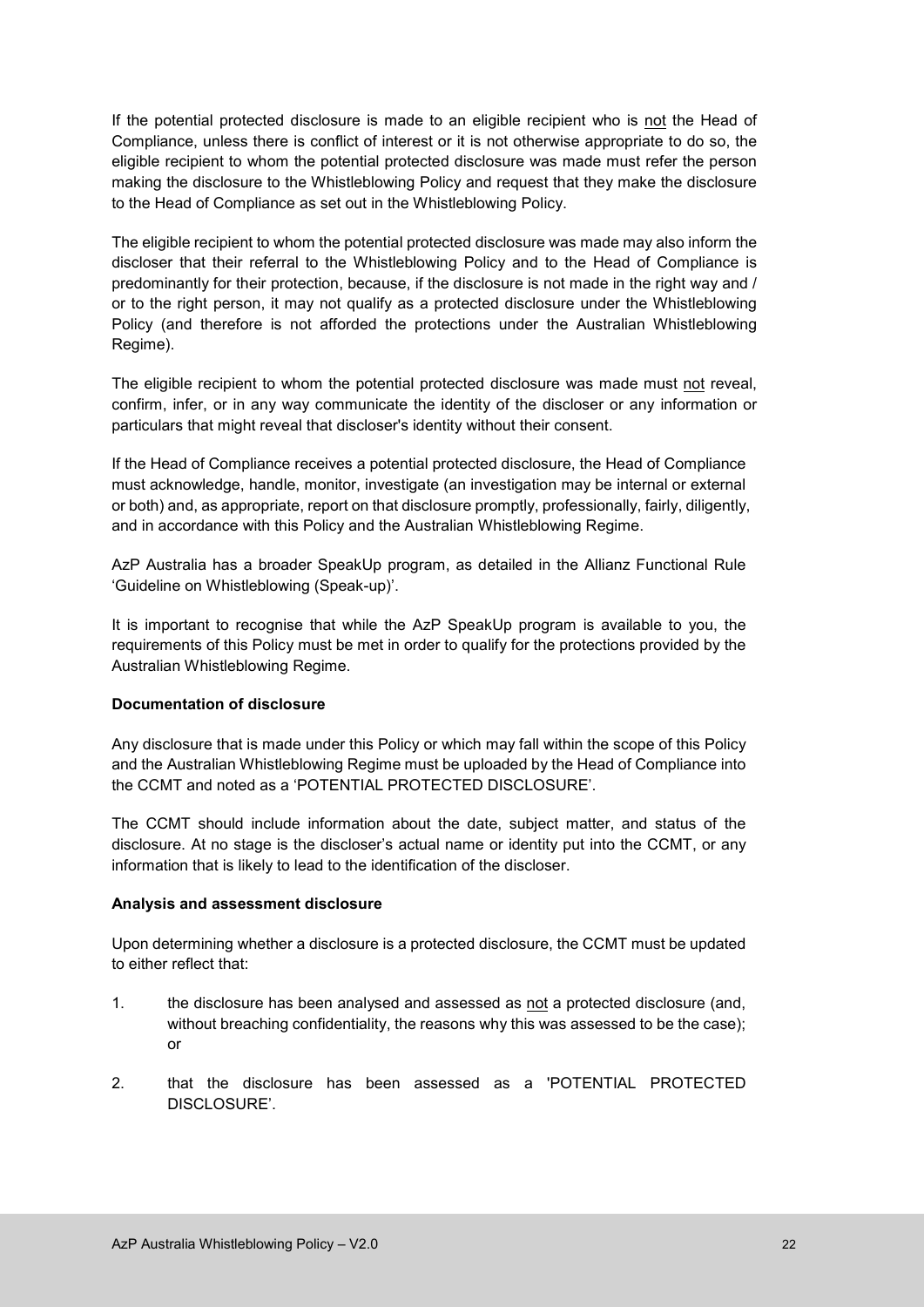If the potential protected disclosure is made to an eligible recipient who is not the Head of Compliance, unless there is conflict of interest or it is not otherwise appropriate to do so, the eligible recipient to whom the potential protected disclosure was made must refer the person making the disclosure to the Whistleblowing Policy and request that they make the disclosure to the Head of Compliance as set out in the Whistleblowing Policy.

The eligible recipient to whom the potential protected disclosure was made may also inform the discloser that their referral to the Whistleblowing Policy and to the Head of Compliance is predominantly for their protection, because, if the disclosure is not made in the right way and / or to the right person, it may not qualify as a protected disclosure under the Whistleblowing Policy (and therefore is not afforded the protections under the Australian Whistleblowing Regime).

The eligible recipient to whom the potential protected disclosure was made must not reveal, confirm, infer, or in any way communicate the identity of the discloser or any information or particulars that might reveal that discloser's identity without their consent.

If the Head of Compliance receives a potential protected disclosure, the Head of Compliance must acknowledge, handle, monitor, investigate (an investigation may be internal or external or both) and, as appropriate, report on that disclosure promptly, professionally, fairly, diligently, and in accordance with this Policy and the Australian Whistleblowing Regime.

AzP Australia has a broader SpeakUp program, as detailed in the Allianz Functional Rule 'Guideline on Whistleblowing (Speak-up)'.

It is important to recognise that while the AzP SpeakUp program is available to you, the requirements of this Policy must be met in order to qualify for the protections provided by the Australian Whistleblowing Regime.

**Documentation of disclosure**

Any disclosure that is made under this Policy or which may fall within the scope of this Policy and the Australian Whistleblowing Regime must be uploaded by the Head of Compliance into the CCMT and noted as a 'POTENTIAL PROTECTED DISCLOSURE'.

The CCMT should include information about the date, subject matter, and status of the disclosure. At no stage is the discloser's actual name or identity put into the CCMT, or any information that is likely to lead to the identification of the discloser.

**Analysis and assessment disclosure**

Upon determining whether a disclosure is a protected disclosure, the CCMT must be updated to either reflect that:

1. the disclosure has been analysed and assessed as not a protected disclosure (and, without breaching confidentiality, the reasons why this was assessed to be the case); or

2. that the disclosure has been assessed as a 'POTENTIAL PROTECTED DISCLOSURE'.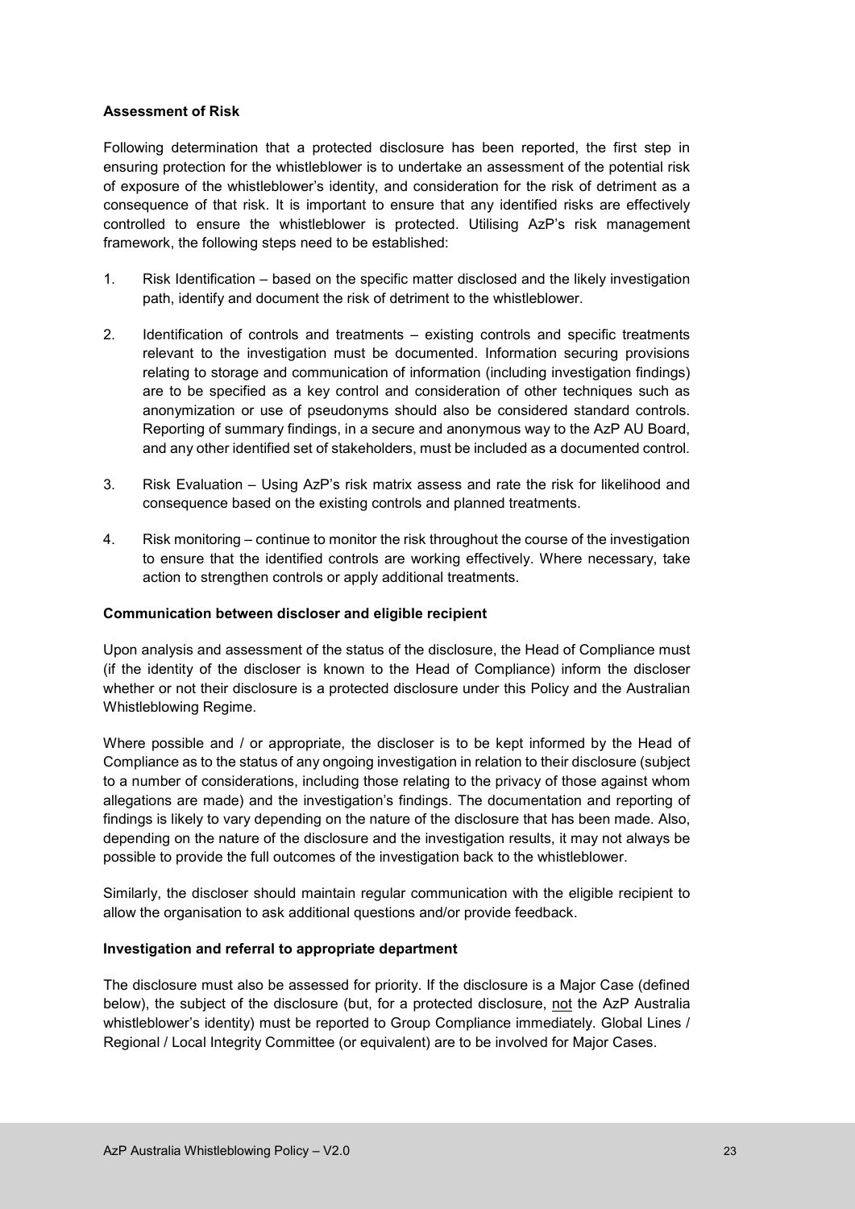**Assessment of Risk**

Following determination that a protected disclosure has been reported, the first step in ensuring protection for the whistleblower is to undertake an assessment of the potential risk of exposure of the whistleblower's identity, and consideration for the risk of detriment as a consequence of that risk. It is important to ensure that any identified risks are effectively controlled to ensure the whistleblower is protected. Utilising AzP's risk management framework, the following steps need to be established:

1. Risk Identification – based on the specific matter disclosed and the likely investigation path, identify and document the risk of detriment to the whistleblower.

2. Identification of controls and treatments – existing controls and specific treatments relevant to the investigation must be documented. Information securing provisions relating to storage and communication of information (including investigation findings) are to be specified as a key control and consideration of other techniques such as anonymization or use of pseudonyms should also be considered standard controls. Reporting of summary findings, in a secure and anonymous way to the AzP AU Board, and any other identified set of stakeholders, must be included as a documented control.

3. Risk Evaluation – Using AzP's risk matrix assess and rate the risk for likelihood and consequence based on the existing controls and planned treatments.

4. Risk monitoring – continue to monitor the risk throughout the course of the investigation to ensure that the identified controls are working effectively. Where necessary, take action to strengthen controls or apply additional treatments.

**Communication between discloser and eligible recipient**

Upon analysis and assessment of the status of the disclosure, the Head of Compliance must (if the identity of the discloser is known to the Head of Compliance) inform the discloser whether or not their disclosure is a protected disclosure under this Policy and the Australian Whistleblowing Regime.

Where possible and / or appropriate, the discloser is to be kept informed by the Head of Compliance as to the status of any ongoing investigation in relation to their disclosure (subject to a number of considerations, including those relating to the privacy of those against whom allegations are made) and the investigation's findings. The documentation and reporting of findings is likely to vary depending on the nature of the disclosure that has been made. Also, depending on the nature of the disclosure and the investigation results, it may not always be possible to provide the full outcomes of the investigation back to the whistleblower.

Similarly, the discloser should maintain regular communication with the eligible recipient to allow the organisation to ask additional questions and/or provide feedback.

**Investigation and referral to appropriate department**

The disclosure must also be assessed for priority. If the disclosure is a Major Case (defined below), the subject of the disclosure (but, for a protected disclosure, not the AzP Australia whistleblower's identity) must be reported to Group Compliance immediately. Global Lines / Regional / Local Integrity Committee (or equivalent) are to be involved for Major Cases.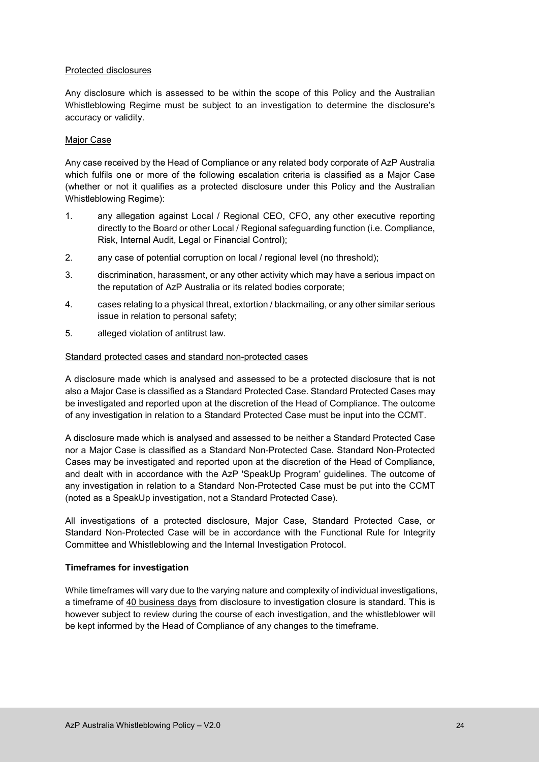Protected disclosures

Any disclosure which is assessed to be within the scope of this Policy and the Australian Whistleblowing Regime must be subject to an investigation to determine the disclosure's accuracy or validity.

Major Case

Any case received by the Head of Compliance or any related body corporate of AzP Australia which fulfils one or more of the following escalation criteria is classified as a Major Case (whether or not it qualifies as a protected disclosure under this Policy and the Australian Whistleblowing Regime):

1. any allegation against Local / Regional CEO, CFO, any other executive reporting directly to the Board or other Local / Regional safeguarding function (i.e. Compliance, Risk, Internal Audit, Legal or Financial Control);
2. any case of potential corruption on local / regional level (no threshold);
3. discrimination, harassment, or any other activity which may have a serious impact on the reputation of AzP Australia or its related bodies corporate;
4. cases relating to a physical threat, extortion / blackmailing, or any other similar serious issue in relation to personal safety;
5. alleged violation of antitrust law.

Standard protected cases and standard non-protected cases

A disclosure made which is analysed and assessed to be a protected disclosure that is not also a Major Case is classified as a Standard Protected Case. Standard Protected Cases may be investigated and reported upon at the discretion of the Head of Compliance. The outcome of any investigation in relation to a Standard Protected Case must be input into the CCMT.

A disclosure made which is analysed and assessed to be neither a Standard Protected Case nor a Major Case is classified as a Standard Non-Protected Case. Standard Non-Protected Cases may be investigated and reported upon at the discretion of the Head of Compliance, and dealt with in accordance with the AzP 'SpeakUp Program' guidelines. The outcome of any investigation in relation to a Standard Non-Protected Case must be put into the CCMT (noted as a SpeakUp investigation, not a Standard Protected Case).

All investigations of a protected disclosure, Major Case, Standard Protected Case, or Standard Non-Protected Case will be in accordance with the Functional Rule for Integrity Committee and Whistleblowing and the Internal Investigation Protocol.

**Timeframes for investigation**

While timeframes will vary due to the varying nature and complexity of individual investigations, a timeframe of 40 business days from disclosure to investigation closure is standard. This is however subject to review during the course of each investigation, and the whistleblower will be kept informed by the Head of Compliance of any changes to the timeframe.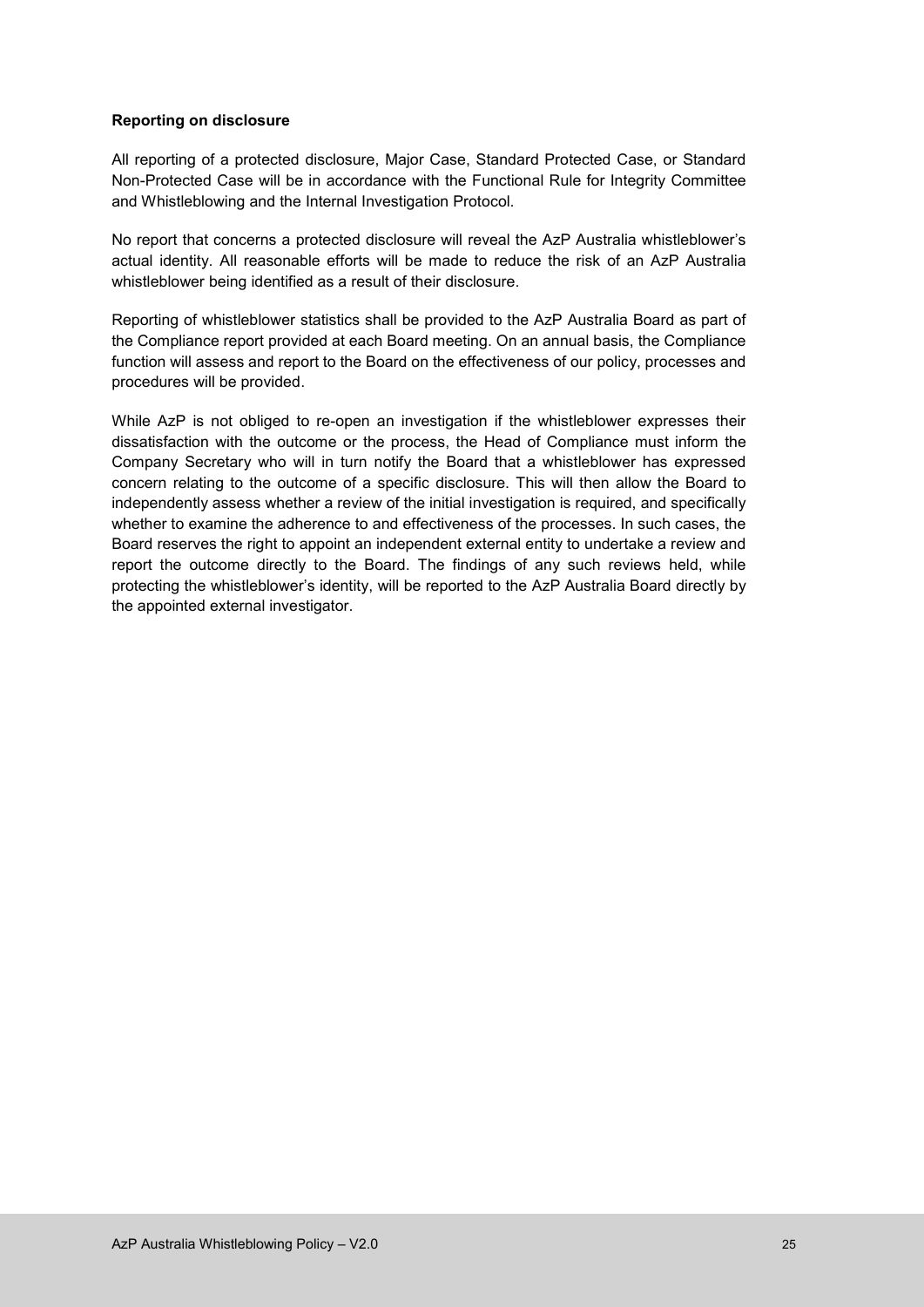**Reporting on disclosure**

All reporting of a protected disclosure, Major Case, Standard Protected Case, or Standard Non-Protected Case will be in accordance with the Functional Rule for Integrity Committee and Whistleblowing and the Internal Investigation Protocol.

No report that concerns a protected disclosure will reveal the AzP Australia whistleblower's actual identity. All reasonable efforts will be made to reduce the risk of an AzP Australia whistleblower being identified as a result of their disclosure.

Reporting of whistleblower statistics shall be provided to the AzP Australia Board as part of the Compliance report provided at each Board meeting. On an annual basis, the Compliance function will assess and report to the Board on the effectiveness of our policy, processes and procedures will be provided.

While AzP is not obliged to re-open an investigation if the whistleblower expresses their dissatisfaction with the outcome or the process, the Head of Compliance must inform the Company Secretary who will in turn notify the Board that a whistleblower has expressed concern relating to the outcome of a specific disclosure. This will then allow the Board to independently assess whether a review of the initial investigation is required, and specifically whether to examine the adherence to and effectiveness of the processes. In such cases, the Board reserves the right to appoint an independent external entity to undertake a review and report the outcome directly to the Board. The findings of any such reviews held, while protecting the whistleblower's identity, will be reported to the AzP Australia Board directly by the appointed external investigator.